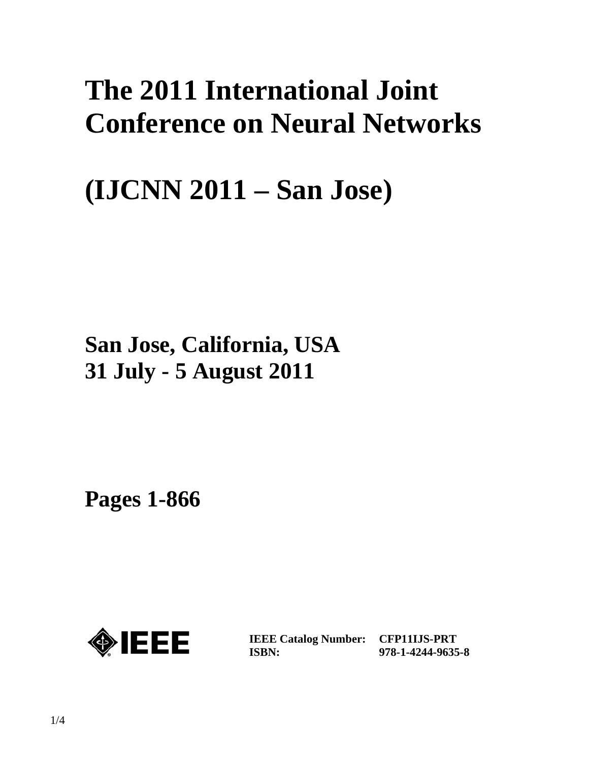# The 2011 International Joint Conference on Neural Networks

# (IJCNN 2011 – San Jose)

## San Jose, California, USA
## 31 July - 5 August 2011

## Pages 1-866

**IEEE Catalog Number:** **CFP11IJS-PRT**
**ISBN:** **978-1-4244-9635-8**

1/4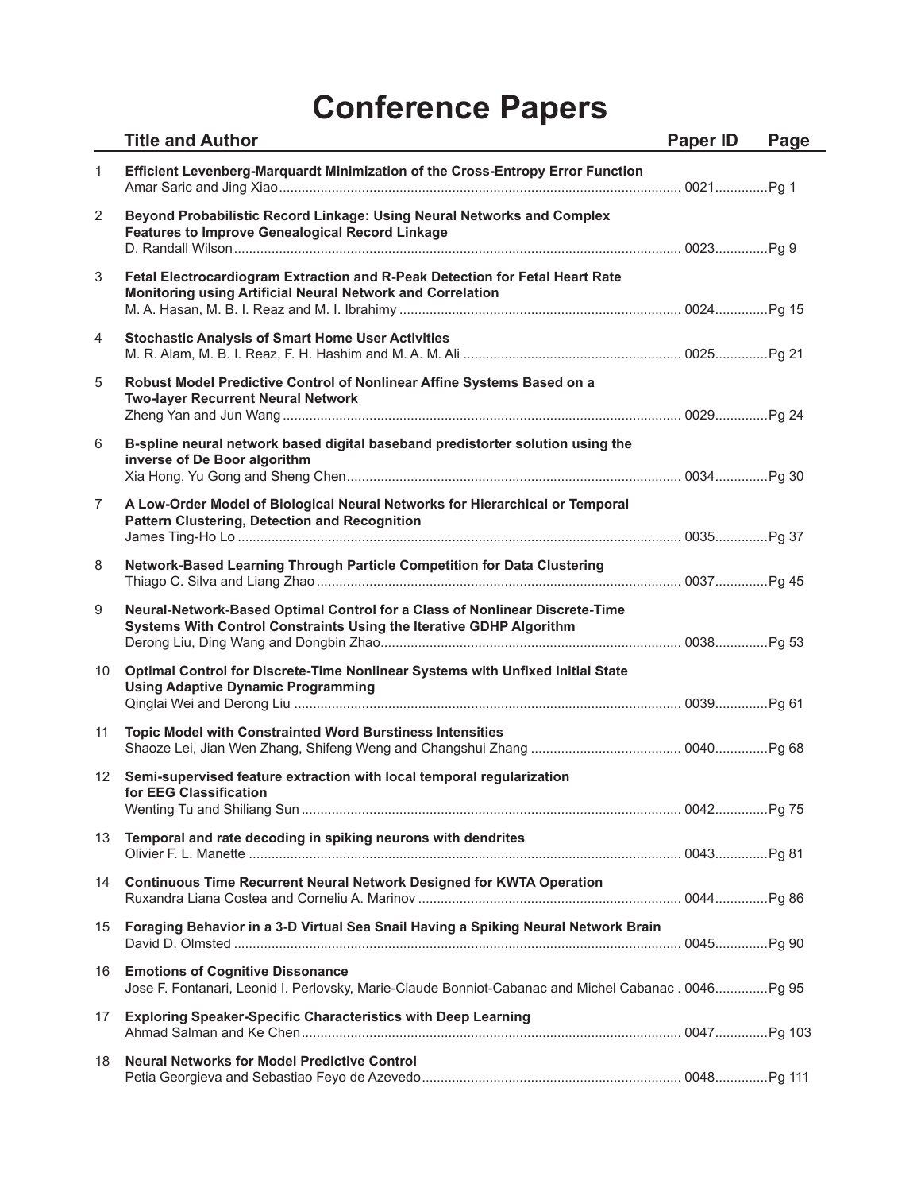# Conference Papers

| | Title and Author | Paper ID | Page |
|---|---|---|---|
| 1 | **Efficient Levenberg-Marquardt Minimization of the Cross-Entropy Error Function**<br>Amar Saric and Jing Xiao | 0021 | Pg 1 |
| 2 | **Beyond Probabilistic Record Linkage: Using Neural Networks and Complex Features to Improve Genealogical Record Linkage**<br>D. Randall Wilson | 0023 | Pg 9 |
| 3 | **Fetal Electrocardiogram Extraction and R-Peak Detection for Fetal Heart Rate Monitoring using Artificial Neural Network and Correlation**<br>M. A. Hasan, M. B. I. Reaz and M. I. Ibrahimy | 0024 | Pg 15 |
| 4 | **Stochastic Analysis of Smart Home User Activities**<br>M. R. Alam, M. B. I. Reaz, F. H. Hashim and M. A. M. Ali | 0025 | Pg 21 |
| 5 | **Robust Model Predictive Control of Nonlinear Affine Systems Based on a Two-layer Recurrent Neural Network**<br>Zheng Yan and Jun Wang | 0029 | Pg 24 |
| 6 | **B-spline neural network based digital baseband predistorter solution using the inverse of De Boor algorithm**<br>Xia Hong, Yu Gong and Sheng Chen | 0034 | Pg 30 |
| 7 | **A Low-Order Model of Biological Neural Networks for Hierarchical or Temporal Pattern Clustering, Detection and Recognition**<br>James Ting-Ho Lo | 0035 | Pg 37 |
| 8 | **Network-Based Learning Through Particle Competition for Data Clustering**<br>Thiago C. Silva and Liang Zhao | 0037 | Pg 45 |
| 9 | **Neural-Network-Based Optimal Control for a Class of Nonlinear Discrete-Time Systems With Control Constraints Using the Iterative GDHP Algorithm**<br>Derong Liu, Ding Wang and Dongbin Zhao | 0038 | Pg 53 |
| 10 | **Optimal Control for Discrete-Time Nonlinear Systems with Unfixed Initial State Using Adaptive Dynamic Programming**<br>Qinglai Wei and Derong Liu | 0039 | Pg 61 |
| 11 | **Topic Model with Constrainted Word Burstiness Intensities**<br>Shaoze Lei, Jian Wen Zhang, Shifeng Weng and Changshui Zhang | 0040 | Pg 68 |
| 12 | **Semi-supervised feature extraction with local temporal regularization for EEG Classification**<br>Wenting Tu and Shiliang Sun | 0042 | Pg 75 |
| 13 | **Temporal and rate decoding in spiking neurons with dendrites**<br>Olivier F. L. Manette | 0043 | Pg 81 |
| 14 | **Continuous Time Recurrent Neural Network Designed for KWTA Operation**<br>Ruxandra Liana Costea and Corneliu A. Marinov | 0044 | Pg 86 |
| 15 | **Foraging Behavior in a 3-D Virtual Sea Snail Having a Spiking Neural Network Brain**<br>David D. Olmsted | 0045 | Pg 90 |
| 16 | **Emotions of Cognitive Dissonance**<br>Jose F. Fontanari, Leonid I. Perlovsky, Marie-Claude Bonniot-Cabanac and Michel Cabanac | 0046 | Pg 95 |
| 17 | **Exploring Speaker-Specific Characteristics with Deep Learning**<br>Ahmad Salman and Ke Chen | 0047 | Pg 103 |
| 18 | **Neural Networks for Model Predictive Control**<br>Petia Georgieva and Sebastiao Feyo de Azevedo | 0048 | Pg 111 |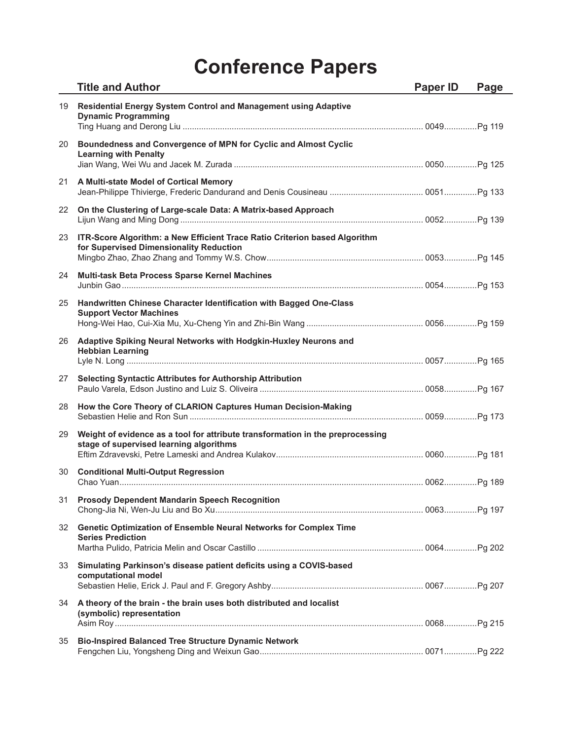# Conference Papers

| | Title and Author | Paper ID | Page |
|---|---|---|---|
| 19 | **Residential Energy System Control and Management using Adaptive Dynamic Programming**<br>Ting Huang and Derong Liu | 0049 | Pg 119 |
| 20 | **Boundedness and Convergence of MPN for Cyclic and Almost Cyclic Learning with Penalty**<br>Jian Wang, Wei Wu and Jacek M. Zurada | 0050 | Pg 125 |
| 21 | **A Multi-state Model of Cortical Memory**<br>Jean-Philippe Thivierge, Frederic Dandurand and Denis Cousineau | 0051 | Pg 133 |
| 22 | **On the Clustering of Large-scale Data: A Matrix-based Approach**<br>Lijun Wang and Ming Dong | 0052 | Pg 139 |
| 23 | **ITR-Score Algorithm: a New Efficient Trace Ratio Criterion based Algorithm for Supervised Dimensionality Reduction**<br>Mingbo Zhao, Zhao Zhang and Tommy W.S. Chow | 0053 | Pg 145 |
| 24 | **Multi-task Beta Process Sparse Kernel Machines**<br>Junbin Gao | 0054 | Pg 153 |
| 25 | **Handwritten Chinese Character Identification with Bagged One-Class Support Vector Machines**<br>Hong-Wei Hao, Cui-Xia Mu, Xu-Cheng Yin and Zhi-Bin Wang | 0056 | Pg 159 |
| 26 | **Adaptive Spiking Neural Networks with Hodgkin-Huxley Neurons and Hebbian Learning**<br>Lyle N. Long | 0057 | Pg 165 |
| 27 | **Selecting Syntactic Attributes for Authorship Attribution**<br>Paulo Varela, Edson Justino and Luiz S. Oliveira | 0058 | Pg 167 |
| 28 | **How the Core Theory of CLARION Captures Human Decision-Making**<br>Sebastien Helie and Ron Sun | 0059 | Pg 173 |
| 29 | **Weight of evidence as a tool for attribute transformation in the preprocessing stage of supervised learning algorithms**<br>Eftim Zdravevski, Petre Lameski and Andrea Kulakov | 0060 | Pg 181 |
| 30 | **Conditional Multi-Output Regression**<br>Chao Yuan | 0062 | Pg 189 |
| 31 | **Prosody Dependent Mandarin Speech Recognition**<br>Chong-Jia Ni, Wen-Ju Liu and Bo Xu | 0063 | Pg 197 |
| 32 | **Genetic Optimization of Ensemble Neural Networks for Complex Time Series Prediction**<br>Martha Pulido, Patricia Melin and Oscar Castillo | 0064 | Pg 202 |
| 33 | **Simulating Parkinson's disease patient deficits using a COVIS-based computational model**<br>Sebastien Helie, Erick J. Paul and F. Gregory Ashby | 0067 | Pg 207 |
| 34 | **A theory of the brain - the brain uses both distributed and localist (symbolic) representation**<br>Asim Roy | 0068 | Pg 215 |
| 35 | **Bio-Inspired Balanced Tree Structure Dynamic Network**<br>Fengchen Liu, Yongsheng Ding and Weixun Gao | 0071 | Pg 222 |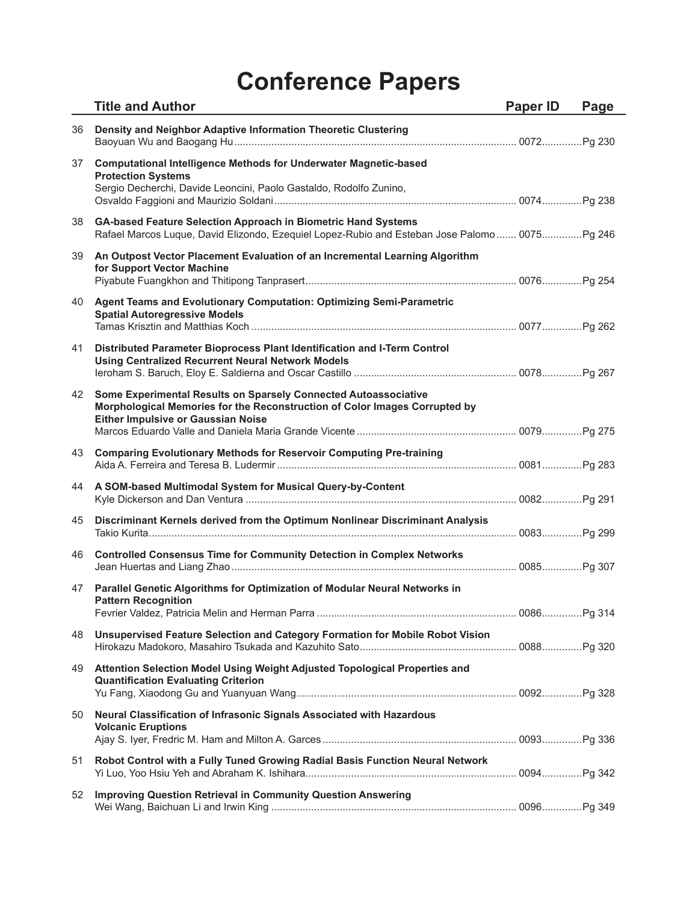# Conference Papers

| | Title and Author | Paper ID | Page |
|---|---|---|---|
| 36 | **Density and Neighbor Adaptive Information Theoretic Clustering**<br>Baoyuan Wu and Baogang Hu | 0072 | Pg 230 |
| 37 | **Computational Intelligence Methods for Underwater Magnetic-based Protection Systems**<br>Sergio Decherchi, Davide Leoncini, Paolo Gastaldo, Rodolfo Zunino, Osvaldo Faggioni and Maurizio Soldani | 0074 | Pg 238 |
| 38 | **GA-based Feature Selection Approach in Biometric Hand Systems**<br>Rafael Marcos Luque, David Elizondo, Ezequiel Lopez-Rubio and Esteban Jose Palomo | 0075 | Pg 246 |
| 39 | **An Outpost Vector Placement Evaluation of an Incremental Learning Algorithm for Support Vector Machine**<br>Piyabute Fuangkhon and Thitipong Tanprasert | 0076 | Pg 254 |
| 40 | **Agent Teams and Evolutionary Computation: Optimizing Semi-Parametric Spatial Autoregressive Models**<br>Tamas Krisztin and Matthias Koch | 0077 | Pg 262 |
| 41 | **Distributed Parameter Bioprocess Plant Identification and I-Term Control Using Centralized Recurrent Neural Network Models**<br>Ieroham S. Baruch, Eloy E. Saldierna and Oscar Castillo | 0078 | Pg 267 |
| 42 | **Some Experimental Results on Sparsely Connected Autoassociative Morphological Memories for the Reconstruction of Color Images Corrupted by Either Impulsive or Gaussian Noise**<br>Marcos Eduardo Valle and Daniela Maria Grande Vicente | 0079 | Pg 275 |
| 43 | **Comparing Evolutionary Methods for Reservoir Computing Pre-training**<br>Aida A. Ferreira and Teresa B. Ludermir | 0081 | Pg 283 |
| 44 | **A SOM-based Multimodal System for Musical Query-by-Content**<br>Kyle Dickerson and Dan Ventura | 0082 | Pg 291 |
| 45 | **Discriminant Kernels derived from the Optimum Nonlinear Discriminant Analysis**<br>Takio Kurita | 0083 | Pg 299 |
| 46 | **Controlled Consensus Time for Community Detection in Complex Networks**<br>Jean Huertas and Liang Zhao | 0085 | Pg 307 |
| 47 | **Parallel Genetic Algorithms for Optimization of Modular Neural Networks in Pattern Recognition**<br>Fevrier Valdez, Patricia Melin and Herman Parra | 0086 | Pg 314 |
| 48 | **Unsupervised Feature Selection and Category Formation for Mobile Robot Vision**<br>Hirokazu Madokoro, Masahiro Tsukada and Kazuhito Sato | 0088 | Pg 320 |
| 49 | **Attention Selection Model Using Weight Adjusted Topological Properties and Quantification Evaluating Criterion**<br>Yu Fang, Xiaodong Gu and Yuanyuan Wang | 0092 | Pg 328 |
| 50 | **Neural Classification of Infrasonic Signals Associated with Hazardous Volcanic Eruptions**<br>Ajay S. Iyer, Fredric M. Ham and Milton A. Garces | 0093 | Pg 336 |
| 51 | **Robot Control with a Fully Tuned Growing Radial Basis Function Neural Network**<br>Yi Luo, Yoo Hsiu Yeh and Abraham K. Ishihara | 0094 | Pg 342 |
| 52 | **Improving Question Retrieval in Community Question Answering**<br>Wei Wang, Baichuan Li and Irwin King | 0096 | Pg 349 |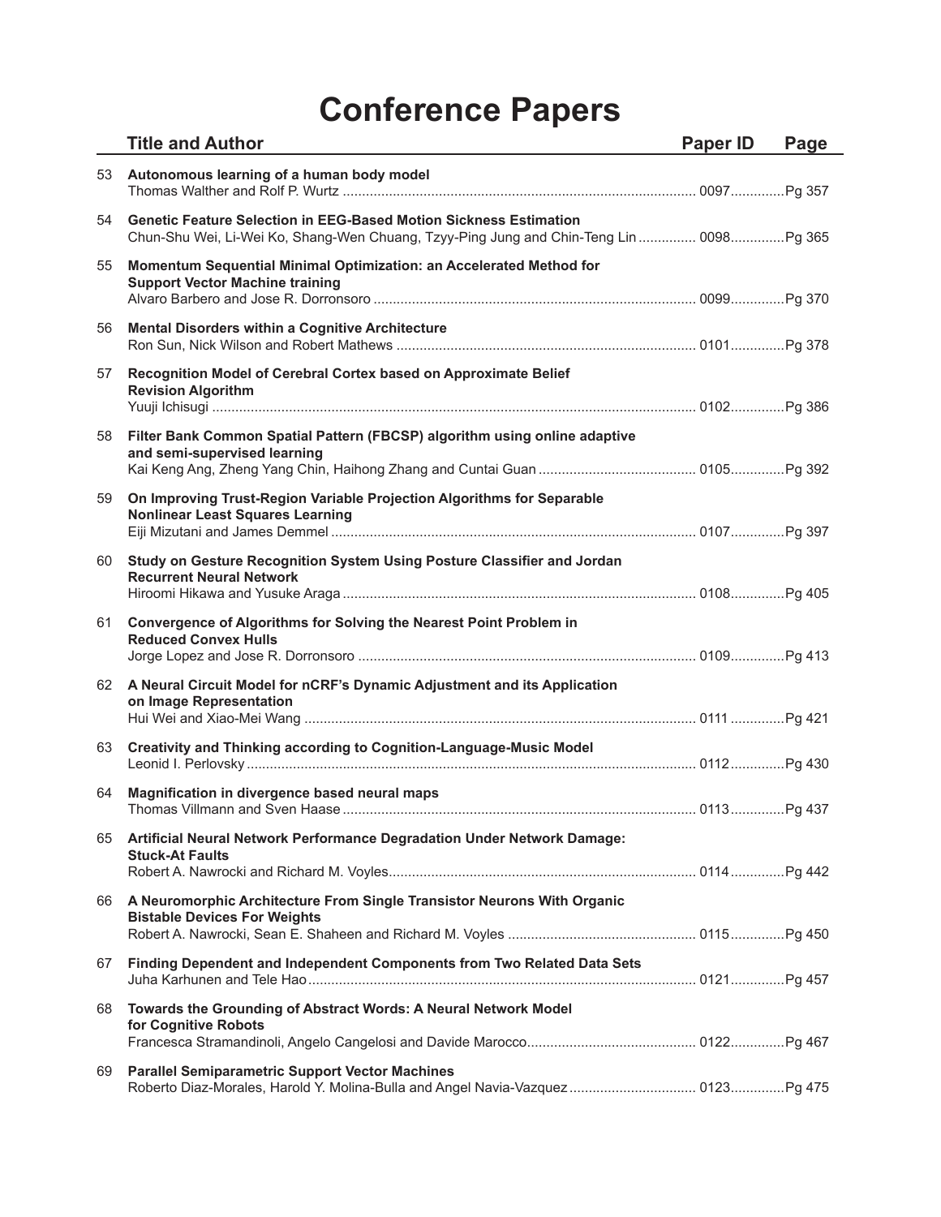# Conference Papers

| | Title and Author | Paper ID | Page |
|---|---|---|---|
| 53 | **Autonomous learning of a human body model**<br>Thomas Walther and Rolf P. Wurtz | 0097 | Pg 357 |
| 54 | **Genetic Feature Selection in EEG-Based Motion Sickness Estimation**<br>Chun-Shu Wei, Li-Wei Ko, Shang-Wen Chuang, Tzyy-Ping Jung and Chin-Teng Lin | 0098 | Pg 365 |
| 55 | **Momentum Sequential Minimal Optimization: an Accelerated Method for Support Vector Machine training**<br>Alvaro Barbero and Jose R. Dorronsoro | 0099 | Pg 370 |
| 56 | **Mental Disorders within a Cognitive Architecture**<br>Ron Sun, Nick Wilson and Robert Mathews | 0101 | Pg 378 |
| 57 | **Recognition Model of Cerebral Cortex based on Approximate Belief Revision Algorithm**<br>Yuuji Ichisugi | 0102 | Pg 386 |
| 58 | **Filter Bank Common Spatial Pattern (FBCSP) algorithm using online adaptive and semi-supervised learning**<br>Kai Keng Ang, Zheng Yang Chin, Haihong Zhang and Cuntai Guan | 0105 | Pg 392 |
| 59 | **On Improving Trust-Region Variable Projection Algorithms for Separable Nonlinear Least Squares Learning**<br>Eiji Mizutani and James Demmel | 0107 | Pg 397 |
| 60 | **Study on Gesture Recognition System Using Posture Classifier and Jordan Recurrent Neural Network**<br>Hiroomi Hikawa and Yusuke Araga | 0108 | Pg 405 |
| 61 | **Convergence of Algorithms for Solving the Nearest Point Problem in Reduced Convex Hulls**<br>Jorge Lopez and Jose R. Dorronsoro | 0109 | Pg 413 |
| 62 | **A Neural Circuit Model for nCRF's Dynamic Adjustment and its Application on Image Representation**<br>Hui Wei and Xiao-Mei Wang | 0111 | Pg 421 |
| 63 | **Creativity and Thinking according to Cognition-Language-Music Model**<br>Leonid I. Perlovsky | 0112 | Pg 430 |
| 64 | **Magnification in divergence based neural maps**<br>Thomas Villmann and Sven Haase | 0113 | Pg 437 |
| 65 | **Artificial Neural Network Performance Degradation Under Network Damage: Stuck-At Faults**<br>Robert A. Nawrocki and Richard M. Voyles | 0114 | Pg 442 |
| 66 | **A Neuromorphic Architecture From Single Transistor Neurons With Organic Bistable Devices For Weights**<br>Robert A. Nawrocki, Sean E. Shaheen and Richard M. Voyles | 0115 | Pg 450 |
| 67 | **Finding Dependent and Independent Components from Two Related Data Sets**<br>Juha Karhunen and Tele Hao | 0121 | Pg 457 |
| 68 | **Towards the Grounding of Abstract Words: A Neural Network Model for Cognitive Robots**<br>Francesca Stramandinoli, Angelo Cangelosi and Davide Marocco | 0122 | Pg 467 |
| 69 | **Parallel Semiparametric Support Vector Machines**<br>Roberto Diaz-Morales, Harold Y. Molina-Bulla and Angel Navia-Vazquez | 0123 | Pg 475 |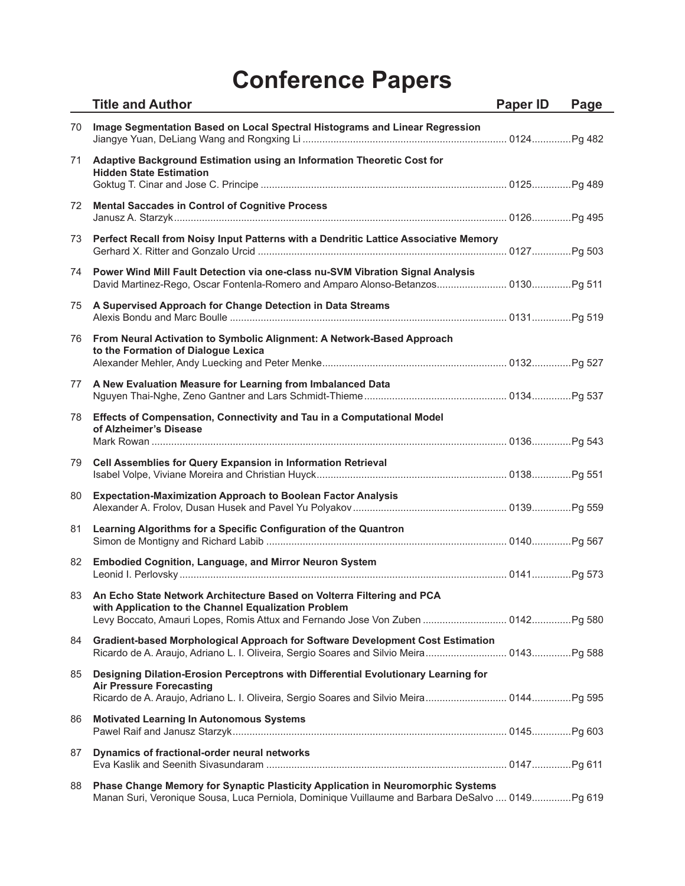# Conference Papers

| | Title and Author | Paper ID | Page |
|---|---|---|---|
| 70 | **Image Segmentation Based on Local Spectral Histograms and Linear Regression**<br>Jiangye Yuan, DeLiang Wang and Rongxing Li | 0124 | Pg 482 |
| 71 | **Adaptive Background Estimation using an Information Theoretic Cost for Hidden State Estimation**<br>Goktug T. Cinar and Jose C. Principe | 0125 | Pg 489 |
| 72 | **Mental Saccades in Control of Cognitive Process**<br>Janusz A. Starzyk | 0126 | Pg 495 |
| 73 | **Perfect Recall from Noisy Input Patterns with a Dendritic Lattice Associative Memory**<br>Gerhard X. Ritter and Gonzalo Urcid | 0127 | Pg 503 |
| 74 | **Power Wind Mill Fault Detection via one-class nu-SVM Vibration Signal Analysis**<br>David Martinez-Rego, Oscar Fontenla-Romero and Amparo Alonso-Betanzos | 0130 | Pg 511 |
| 75 | **A Supervised Approach for Change Detection in Data Streams**<br>Alexis Bondu and Marc Boulle | 0131 | Pg 519 |
| 76 | **From Neural Activation to Symbolic Alignment: A Network-Based Approach to the Formation of Dialogue Lexica**<br>Alexander Mehler, Andy Luecking and Peter Menke | 0132 | Pg 527 |
| 77 | **A New Evaluation Measure for Learning from Imbalanced Data**<br>Nguyen Thai-Nghe, Zeno Gantner and Lars Schmidt-Thieme | 0134 | Pg 537 |
| 78 | **Effects of Compensation, Connectivity and Tau in a Computational Model of Alzheimer's Disease**<br>Mark Rowan | 0136 | Pg 543 |
| 79 | **Cell Assemblies for Query Expansion in Information Retrieval**<br>Isabel Volpe, Viviane Moreira and Christian Huyck | 0138 | Pg 551 |
| 80 | **Expectation-Maximization Approach to Boolean Factor Analysis**<br>Alexander A. Frolov, Dusan Husek and Pavel Yu Polyakov | 0139 | Pg 559 |
| 81 | **Learning Algorithms for a Specific Configuration of the Quantron**<br>Simon de Montigny and Richard Labib | 0140 | Pg 567 |
| 82 | **Embodied Cognition, Language, and Mirror Neuron System**<br>Leonid I. Perlovsky | 0141 | Pg 573 |
| 83 | **An Echo State Network Architecture Based on Volterra Filtering and PCA with Application to the Channel Equalization Problem**<br>Levy Boccato, Amauri Lopes, Romis Attux and Fernando Jose Von Zuben | 0142 | Pg 580 |
| 84 | **Gradient-based Morphological Approach for Software Development Cost Estimation**<br>Ricardo de A. Araujo, Adriano L. I. Oliveira, Sergio Soares and Silvio Meira | 0143 | Pg 588 |
| 85 | **Designing Dilation-Erosion Perceptrons with Differential Evolutionary Learning for Air Pressure Forecasting**<br>Ricardo de A. Araujo, Adriano L. I. Oliveira, Sergio Soares and Silvio Meira | 0144 | Pg 595 |
| 86 | **Motivated Learning In Autonomous Systems**<br>Pawel Raif and Janusz Starzyk | 0145 | Pg 603 |
| 87 | **Dynamics of fractional-order neural networks**<br>Eva Kaslik and Seenith Sivasundaram | 0147 | Pg 611 |
| 88 | **Phase Change Memory for Synaptic Plasticity Application in Neuromorphic Systems**<br>Manan Suri, Veronique Sousa, Luca Perniola, Dominique Vuillaume and Barbara DeSalvo | 0149 | Pg 619 |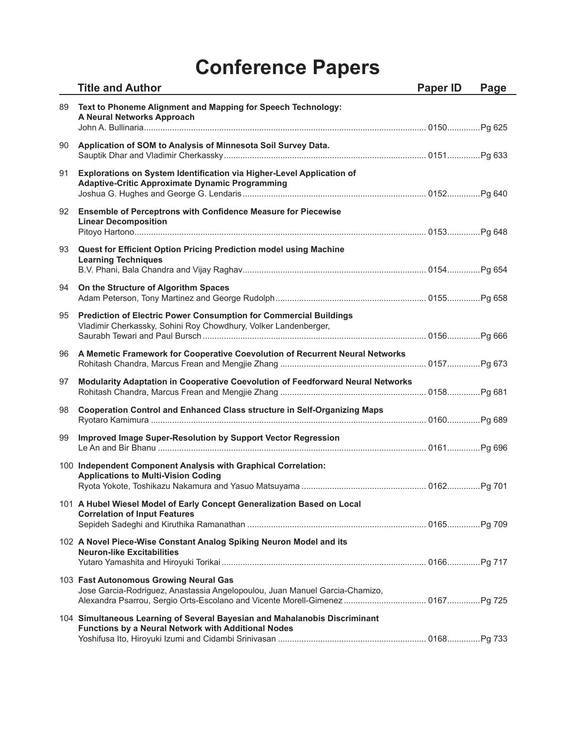# Conference Papers

| | Title and Author | Paper ID | Page |
|---|---|---|---|
| 89 | **Text to Phoneme Alignment and Mapping for Speech Technology: A Neural Networks Approach**<br>John A. Bullinaria | 0150 | Pg 625 |
| 90 | **Application of SOM to Analysis of Minnesota Soil Survey Data.**<br>Sauptik Dhar and Vladimir Cherkassky | 0151 | Pg 633 |
| 91 | **Explorations on System Identification via Higher-Level Application of Adaptive-Critic Approximate Dynamic Programming**<br>Joshua G. Hughes and George G. Lendaris | 0152 | Pg 640 |
| 92 | **Ensemble of Perceptrons with Confidence Measure for Piecewise Linear Decomposition**<br>Pitoyo Hartono | 0153 | Pg 648 |
| 93 | **Quest for Efficient Option Pricing Prediction model using Machine Learning Techniques**<br>B.V. Phani, Bala Chandra and Vijay Raghav | 0154 | Pg 654 |
| 94 | **On the Structure of Algorithm Spaces**<br>Adam Peterson, Tony Martinez and George Rudolph | 0155 | Pg 658 |
| 95 | **Prediction of Electric Power Consumption for Commercial Buildings**<br>Vladimir Cherkassky, Sohini Roy Chowdhury, Volker Landenberger, Saurabh Tewari and Paul Bursch | 0156 | Pg 666 |
| 96 | **A Memetic Framework for Cooperative Coevolution of Recurrent Neural Networks**<br>Rohitash Chandra, Marcus Frean and Mengjie Zhang | 0157 | Pg 673 |
| 97 | **Modularity Adaptation in Cooperative Coevolution of Feedforward Neural Networks**<br>Rohitash Chandra, Marcus Frean and Mengjie Zhang | 0158 | Pg 681 |
| 98 | **Cooperation Control and Enhanced Class structure in Self-Organizing Maps**<br>Ryotaro Kamimura | 0160 | Pg 689 |
| 99 | **Improved Image Super-Resolution by Support Vector Regression**<br>Le An and Bir Bhanu | 0161 | Pg 696 |
| 100 | **Independent Component Analysis with Graphical Correlation: Applications to Multi-Vision Coding**<br>Ryota Yokote, Toshikazu Nakamura and Yasuo Matsuyama | 0162 | Pg 701 |
| 101 | **A Hubel Wiesel Model of Early Concept Generalization Based on Local Correlation of Input Features**<br>Sepideh Sadeghi and Kiruthika Ramanathan | 0165 | Pg 709 |
| 102 | **A Novel Piece-Wise Constant Analog Spiking Neuron Model and its Neuron-like Excitabilities**<br>Yutaro Yamashita and Hiroyuki Torikai | 0166 | Pg 717 |
| 103 | **Fast Autonomous Growing Neural Gas**<br>Jose Garcia-Rodriguez, Anastassia Angelopoulou, Juan Manuel Garcia-Chamizo, Alexandra Psarrou, Sergio Orts-Escolano and Vicente Morell-Gimenez | 0167 | Pg 725 |
| 104 | **Simultaneous Learning of Several Bayesian and Mahalanobis Discriminant Functions by a Neural Network with Additional Nodes**<br>Yoshifusa Ito, Hiroyuki Izumi and Cidambi Srinivasan | 0168 | Pg 733 |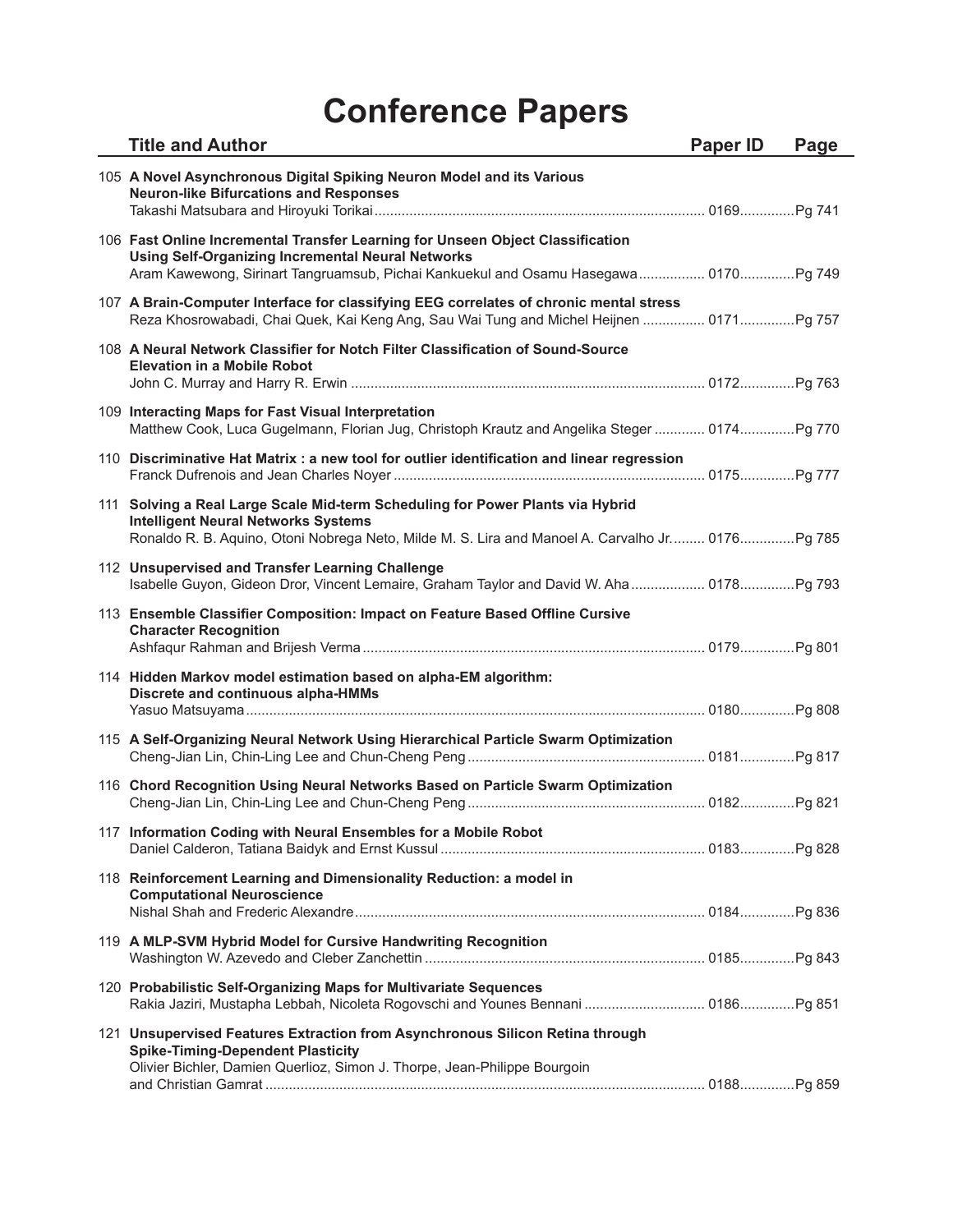# Conference Papers

| | Title and Author | Paper ID | Page |
|---|---|---|---|
| 105 | **A Novel Asynchronous Digital Spiking Neuron Model and its Various Neuron-like Bifurcations and Responses**<br>Takashi Matsubara and Hiroyuki Torikai | 0169 | Pg 741 |
| 106 | **Fast Online Incremental Transfer Learning for Unseen Object Classification Using Self-Organizing Incremental Neural Networks**<br>Aram Kawewong, Sirinart Tangruamsub, Pichai Kankuekul and Osamu Hasegawa | 0170 | Pg 749 |
| 107 | **A Brain-Computer Interface for classifying EEG correlates of chronic mental stress**<br>Reza Khosrowabadi, Chai Quek, Kai Keng Ang, Sau Wai Tung and Michel Heijnen | 0171 | Pg 757 |
| 108 | **A Neural Network Classifier for Notch Filter Classification of Sound-Source Elevation in a Mobile Robot**<br>John C. Murray and Harry R. Erwin | 0172 | Pg 763 |
| 109 | **Interacting Maps for Fast Visual Interpretation**<br>Matthew Cook, Luca Gugelmann, Florian Jug, Christoph Krautz and Angelika Steger | 0174 | Pg 770 |
| 110 | **Discriminative Hat Matrix : a new tool for outlier identification and linear regression**<br>Franck Dufrenois and Jean Charles Noyer | 0175 | Pg 777 |
| 111 | **Solving a Real Large Scale Mid-term Scheduling for Power Plants via Hybrid Intelligent Neural Networks Systems**<br>Ronaldo R. B. Aquino, Otoni Nobrega Neto, Milde M. S. Lira and Manoel A. Carvalho Jr. | 0176 | Pg 785 |
| 112 | **Unsupervised and Transfer Learning Challenge**<br>Isabelle Guyon, Gideon Dror, Vincent Lemaire, Graham Taylor and David W. Aha | 0178 | Pg 793 |
| 113 | **Ensemble Classifier Composition: Impact on Feature Based Offline Cursive Character Recognition**<br>Ashfaqur Rahman and Brijesh Verma | 0179 | Pg 801 |
| 114 | **Hidden Markov model estimation based on alpha-EM algorithm: Discrete and continuous alpha-HMMs**<br>Yasuo Matsuyama | 0180 | Pg 808 |
| 115 | **A Self-Organizing Neural Network Using Hierarchical Particle Swarm Optimization**<br>Cheng-Jian Lin, Chin-Ling Lee and Chun-Cheng Peng | 0181 | Pg 817 |
| 116 | **Chord Recognition Using Neural Networks Based on Particle Swarm Optimization**<br>Cheng-Jian Lin, Chin-Ling Lee and Chun-Cheng Peng | 0182 | Pg 821 |
| 117 | **Information Coding with Neural Ensembles for a Mobile Robot**<br>Daniel Calderon, Tatiana Baidyk and Ernst Kussul | 0183 | Pg 828 |
| 118 | **Reinforcement Learning and Dimensionality Reduction: a model in Computational Neuroscience**<br>Nishal Shah and Frederic Alexandre | 0184 | Pg 836 |
| 119 | **A MLP-SVM Hybrid Model for Cursive Handwriting Recognition**<br>Washington W. Azevedo and Cleber Zanchettin | 0185 | Pg 843 |
| 120 | **Probabilistic Self-Organizing Maps for Multivariate Sequences**<br>Rakia Jaziri, Mustapha Lebbah, Nicoleta Rogovschi and Younes Bennani | 0186 | Pg 851 |
| 121 | **Unsupervised Features Extraction from Asynchronous Silicon Retina through Spike-Timing-Dependent Plasticity**<br>Olivier Bichler, Damien Querlioz, Simon J. Thorpe, Jean-Philippe Bourgoin and Christian Gamrat | 0188 | Pg 859 |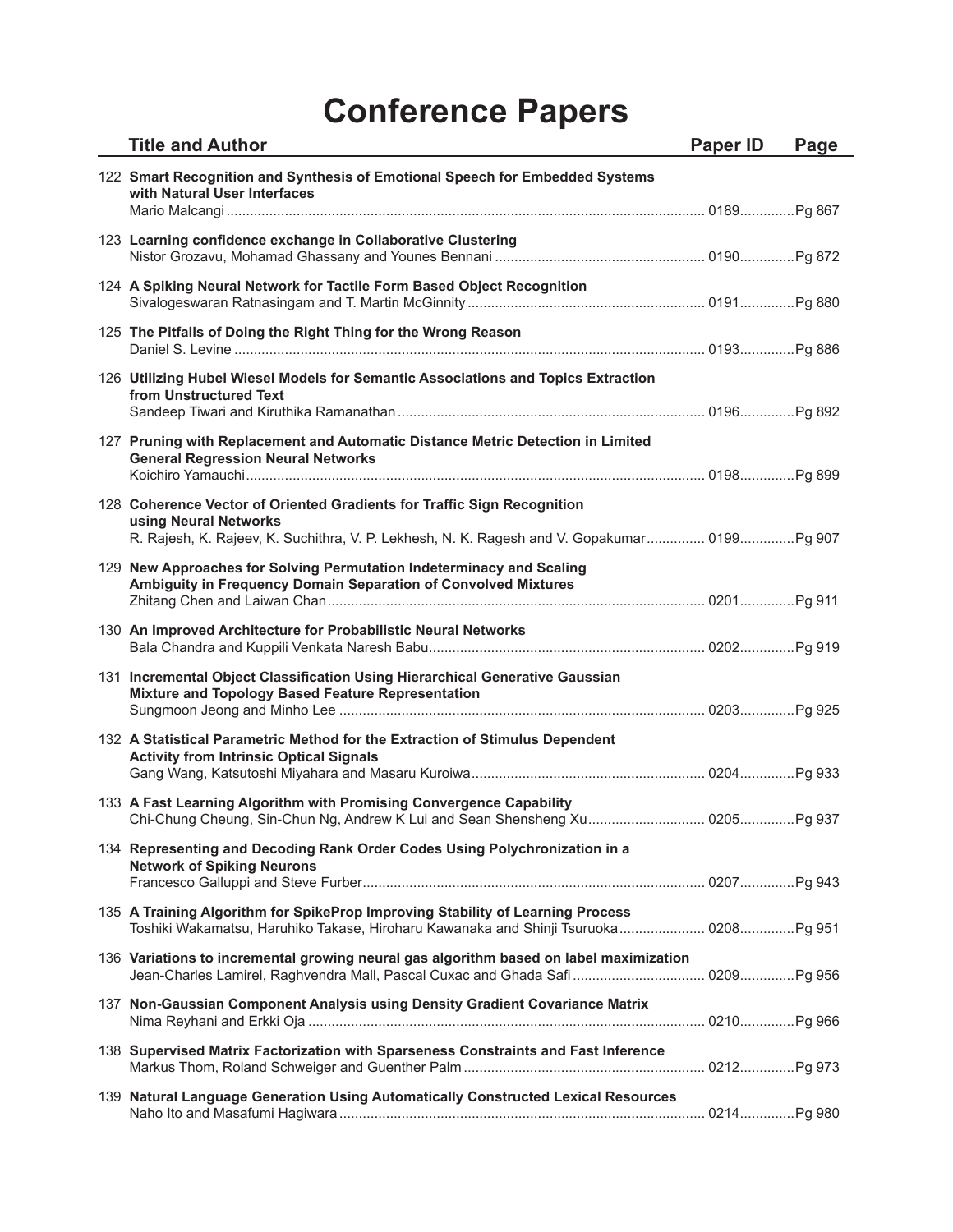# Conference Papers

| | Title and Author | Paper ID | Page |
|---|---|---|---|
| 122 | **Smart Recognition and Synthesis of Emotional Speech for Embedded Systems with Natural User Interfaces** Mario Malcangi | 0189 | Pg 867 |
| 123 | **Learning confidence exchange in Collaborative Clustering** Nistor Grozavu, Mohamad Ghassany and Younes Bennani | 0190 | Pg 872 |
| 124 | **A Spiking Neural Network for Tactile Form Based Object Recognition** Sivalogeswaran Ratnasingam and T. Martin McGinnity | 0191 | Pg 880 |
| 125 | **The Pitfalls of Doing the Right Thing for the Wrong Reason** Daniel S. Levine | 0193 | Pg 886 |
| 126 | **Utilizing Hubel Wiesel Models for Semantic Associations and Topics Extraction from Unstructured Text** Sandeep Tiwari and Kiruthika Ramanathan | 0196 | Pg 892 |
| 127 | **Pruning with Replacement and Automatic Distance Metric Detection in Limited General Regression Neural Networks** Koichiro Yamauchi | 0198 | Pg 899 |
| 128 | **Coherence Vector of Oriented Gradients for Traffic Sign Recognition using Neural Networks** R. Rajesh, K. Rajeev, K. Suchithra, V. P. Lekhesh, N. K. Ragesh and V. Gopakumar | 0199 | Pg 907 |
| 129 | **New Approaches for Solving Permutation Indeterminacy and Scaling Ambiguity in Frequency Domain Separation of Convolved Mixtures** Zhitang Chen and Laiwan Chan | 0201 | Pg 911 |
| 130 | **An Improved Architecture for Probabilistic Neural Networks** Bala Chandra and Kuppili Venkata Naresh Babu | 0202 | Pg 919 |
| 131 | **Incremental Object Classification Using Hierarchical Generative Gaussian Mixture and Topology Based Feature Representation** Sungmoon Jeong and Minho Lee | 0203 | Pg 925 |
| 132 | **A Statistical Parametric Method for the Extraction of Stimulus Dependent Activity from Intrinsic Optical Signals** Gang Wang, Katsutoshi Miyahara and Masaru Kuroiwa | 0204 | Pg 933 |
| 133 | **A Fast Learning Algorithm with Promising Convergence Capability** Chi-Chung Cheung, Sin-Chun Ng, Andrew K Lui and Sean Shensheng Xu | 0205 | Pg 937 |
| 134 | **Representing and Decoding Rank Order Codes Using Polychronization in a Network of Spiking Neurons** Francesco Galluppi and Steve Furber | 0207 | Pg 943 |
| 135 | **A Training Algorithm for SpikeProp Improving Stability of Learning Process** Toshiki Wakamatsu, Haruhiko Takase, Hiroharu Kawanaka and Shinji Tsuruoka | 0208 | Pg 951 |
| 136 | **Variations to incremental growing neural gas algorithm based on label maximization** Jean-Charles Lamirel, Raghvendra Mall, Pascal Cuxac and Ghada Safi | 0209 | Pg 956 |
| 137 | **Non-Gaussian Component Analysis using Density Gradient Covariance Matrix** Nima Reyhani and Erkki Oja | 0210 | Pg 966 |
| 138 | **Supervised Matrix Factorization with Sparseness Constraints and Fast Inference** Markus Thom, Roland Schweiger and Guenther Palm | 0212 | Pg 973 |
| 139 | **Natural Language Generation Using Automatically Constructed Lexical Resources** Naho Ito and Masafumi Hagiwara | 0214 | Pg 980 |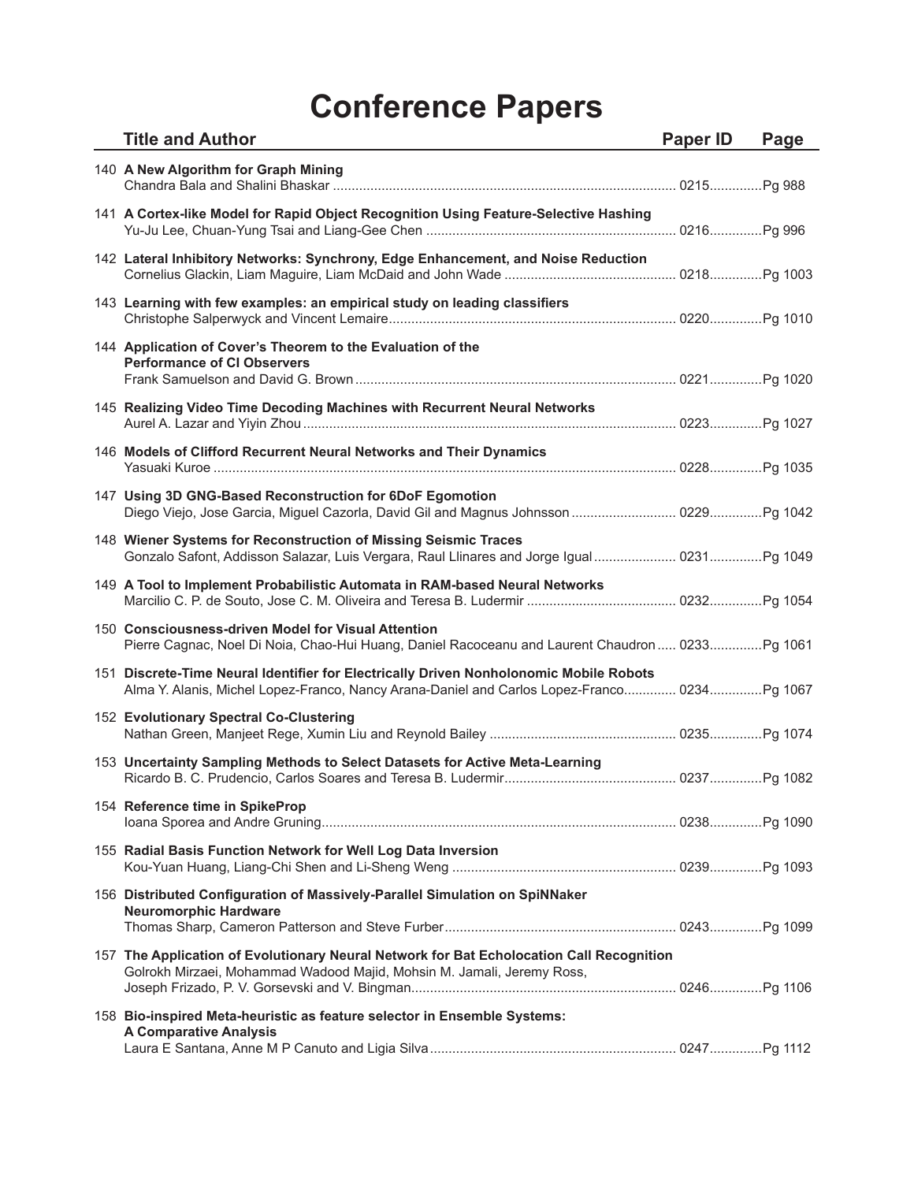# Conference Papers

| | Title and Author | Paper ID | Page |
|---|---|---|---|
| 140 | **A New Algorithm for Graph Mining**<br>Chandra Bala and Shalini Bhaskar | 0215 | Pg 988 |
| 141 | **A Cortex-like Model for Rapid Object Recognition Using Feature-Selective Hashing**<br>Yu-Ju Lee, Chuan-Yung Tsai and Liang-Gee Chen | 0216 | Pg 996 |
| 142 | **Lateral Inhibitory Networks: Synchrony, Edge Enhancement, and Noise Reduction**<br>Cornelius Glackin, Liam Maguire, Liam McDaid and John Wade | 0218 | Pg 1003 |
| 143 | **Learning with few examples: an empirical study on leading classifiers**<br>Christophe Salperwyck and Vincent Lemaire | 0220 | Pg 1010 |
| 144 | **Application of Cover's Theorem to the Evaluation of the Performance of CI Observers**<br>Frank Samuelson and David G. Brown | 0221 | Pg 1020 |
| 145 | **Realizing Video Time Decoding Machines with Recurrent Neural Networks**<br>Aurel A. Lazar and Yiyin Zhou | 0223 | Pg 1027 |
| 146 | **Models of Clifford Recurrent Neural Networks and Their Dynamics**<br>Yasuaki Kuroe | 0228 | Pg 1035 |
| 147 | **Using 3D GNG-Based Reconstruction for 6DoF Egomotion**<br>Diego Viejo, Jose Garcia, Miguel Cazorla, David Gil and Magnus Johnsson | 0229 | Pg 1042 |
| 148 | **Wiener Systems for Reconstruction of Missing Seismic Traces**<br>Gonzalo Safont, Addisson Salazar, Luis Vergara, Raul Llinares and Jorge Igual | 0231 | Pg 1049 |
| 149 | **A Tool to Implement Probabilistic Automata in RAM-based Neural Networks**<br>Marcilio C. P. de Souto, Jose C. M. Oliveira and Teresa B. Ludermir | 0232 | Pg 1054 |
| 150 | **Consciousness-driven Model for Visual Attention**<br>Pierre Cagnac, Noel Di Noia, Chao-Hui Huang, Daniel Racoceanu and Laurent Chaudron | 0233 | Pg 1061 |
| 151 | **Discrete-Time Neural Identifier for Electrically Driven Nonholonomic Mobile Robots**<br>Alma Y. Alanis, Michel Lopez-Franco, Nancy Arana-Daniel and Carlos Lopez-Franco | 0234 | Pg 1067 |
| 152 | **Evolutionary Spectral Co-Clustering**<br>Nathan Green, Manjeet Rege, Xumin Liu and Reynold Bailey | 0235 | Pg 1074 |
| 153 | **Uncertainty Sampling Methods to Select Datasets for Active Meta-Learning**<br>Ricardo B. C. Prudencio, Carlos Soares and Teresa B. Ludermir | 0237 | Pg 1082 |
| 154 | **Reference time in SpikeProp**<br>Ioana Sporea and Andre Gruning | 0238 | Pg 1090 |
| 155 | **Radial Basis Function Network for Well Log Data Inversion**<br>Kou-Yuan Huang, Liang-Chi Shen and Li-Sheng Weng | 0239 | Pg 1093 |
| 156 | **Distributed Configuration of Massively-Parallel Simulation on SpiNNaker Neuromorphic Hardware**<br>Thomas Sharp, Cameron Patterson and Steve Furber | 0243 | Pg 1099 |
| 157 | **The Application of Evolutionary Neural Network for Bat Echolocation Call Recognition**<br>Golrokh Mirzaei, Mohammad Wadood Majid, Mohsin M. Jamali, Jeremy Ross, Joseph Frizado, P. V. Gorsevski and V. Bingman | 0246 | Pg 1106 |
| 158 | **Bio-inspired Meta-heuristic as feature selector in Ensemble Systems: A Comparative Analysis**<br>Laura E Santana, Anne M P Canuto and Ligia Silva | 0247 | Pg 1112 |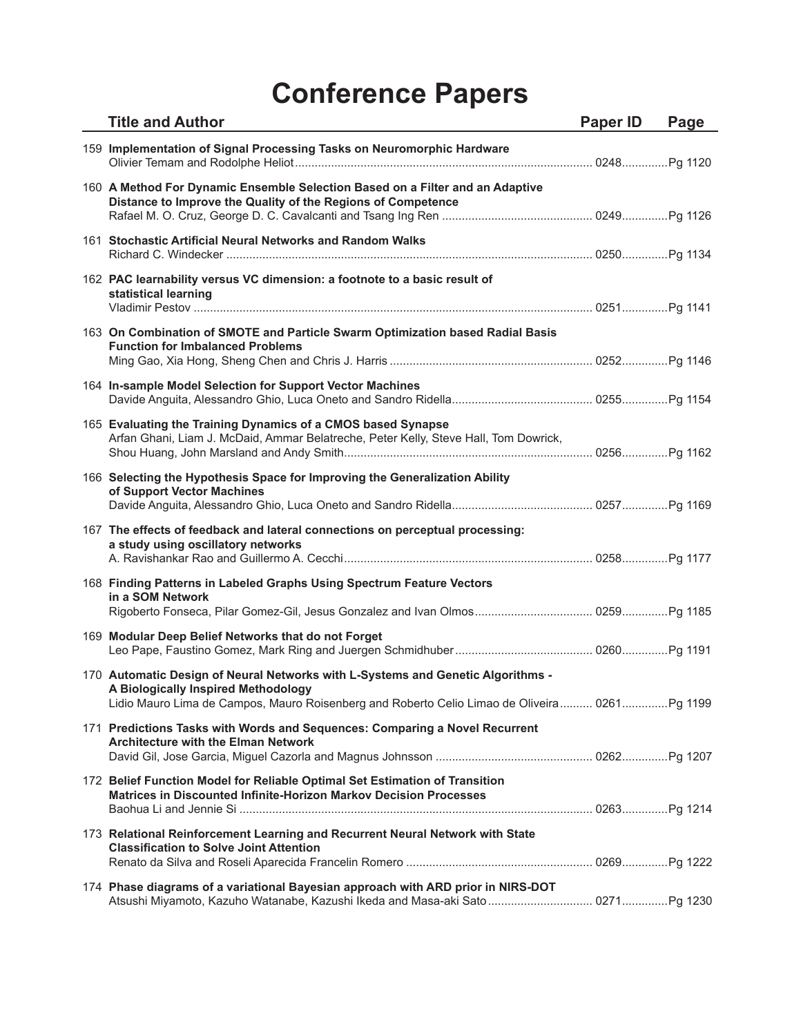# Conference Papers

| | Title and Author | Paper ID | Page |
|---|---|---|---|
| 159 | **Implementation of Signal Processing Tasks on Neuromorphic Hardware**<br>Olivier Temam and Rodolphe Heliot | 0248 | Pg 1120 |
| 160 | **A Method For Dynamic Ensemble Selection Based on a Filter and an Adaptive Distance to Improve the Quality of the Regions of Competence**<br>Rafael M. O. Cruz, George D. C. Cavalcanti and Tsang Ing Ren | 0249 | Pg 1126 |
| 161 | **Stochastic Artificial Neural Networks and Random Walks**<br>Richard C. Windecker | 0250 | Pg 1134 |
| 162 | **PAC learnability versus VC dimension: a footnote to a basic result of statistical learning**<br>Vladimir Pestov | 0251 | Pg 1141 |
| 163 | **On Combination of SMOTE and Particle Swarm Optimization based Radial Basis Function for Imbalanced Problems**<br>Ming Gao, Xia Hong, Sheng Chen and Chris J. Harris | 0252 | Pg 1146 |
| 164 | **In-sample Model Selection for Support Vector Machines**<br>Davide Anguita, Alessandro Ghio, Luca Oneto and Sandro Ridella | 0255 | Pg 1154 |
| 165 | **Evaluating the Training Dynamics of a CMOS based Synapse**<br>Arfan Ghani, Liam J. McDaid, Ammar Belatreche, Peter Kelly, Steve Hall, Tom Dowrick, Shou Huang, John Marsland and Andy Smith | 0256 | Pg 1162 |
| 166 | **Selecting the Hypothesis Space for Improving the Generalization Ability of Support Vector Machines**<br>Davide Anguita, Alessandro Ghio, Luca Oneto and Sandro Ridella | 0257 | Pg 1169 |
| 167 | **The effects of feedback and lateral connections on perceptual processing: a study using oscillatory networks**<br>A. Ravishankar Rao and Guillermo A. Cecchi | 0258 | Pg 1177 |
| 168 | **Finding Patterns in Labeled Graphs Using Spectrum Feature Vectors in a SOM Network**<br>Rigoberto Fonseca, Pilar Gomez-Gil, Jesus Gonzalez and Ivan Olmos | 0259 | Pg 1185 |
| 169 | **Modular Deep Belief Networks that do not Forget**<br>Leo Pape, Faustino Gomez, Mark Ring and Juergen Schmidhuber | 0260 | Pg 1191 |
| 170 | **Automatic Design of Neural Networks with L-Systems and Genetic Algorithms - A Biologically Inspired Methodology**<br>Lidio Mauro Lima de Campos, Mauro Roisenberg and Roberto Celio Limao de Oliveira | 0261 | Pg 1199 |
| 171 | **Predictions Tasks with Words and Sequences: Comparing a Novel Recurrent Architecture with the Elman Network**<br>David Gil, Jose Garcia, Miguel Cazorla and Magnus Johnsson | 0262 | Pg 1207 |
| 172 | **Belief Function Model for Reliable Optimal Set Estimation of Transition Matrices in Discounted Infinite-Horizon Markov Decision Processes**<br>Baohua Li and Jennie Si | 0263 | Pg 1214 |
| 173 | **Relational Reinforcement Learning and Recurrent Neural Network with State Classification to Solve Joint Attention**<br>Renato da Silva and Roseli Aparecida Francelin Romero | 0269 | Pg 1222 |
| 174 | **Phase diagrams of a variational Bayesian approach with ARD prior in NIRS-DOT**<br>Atsushi Miyamoto, Kazuho Watanabe, Kazushi Ikeda and Masa-aki Sato | 0271 | Pg 1230 |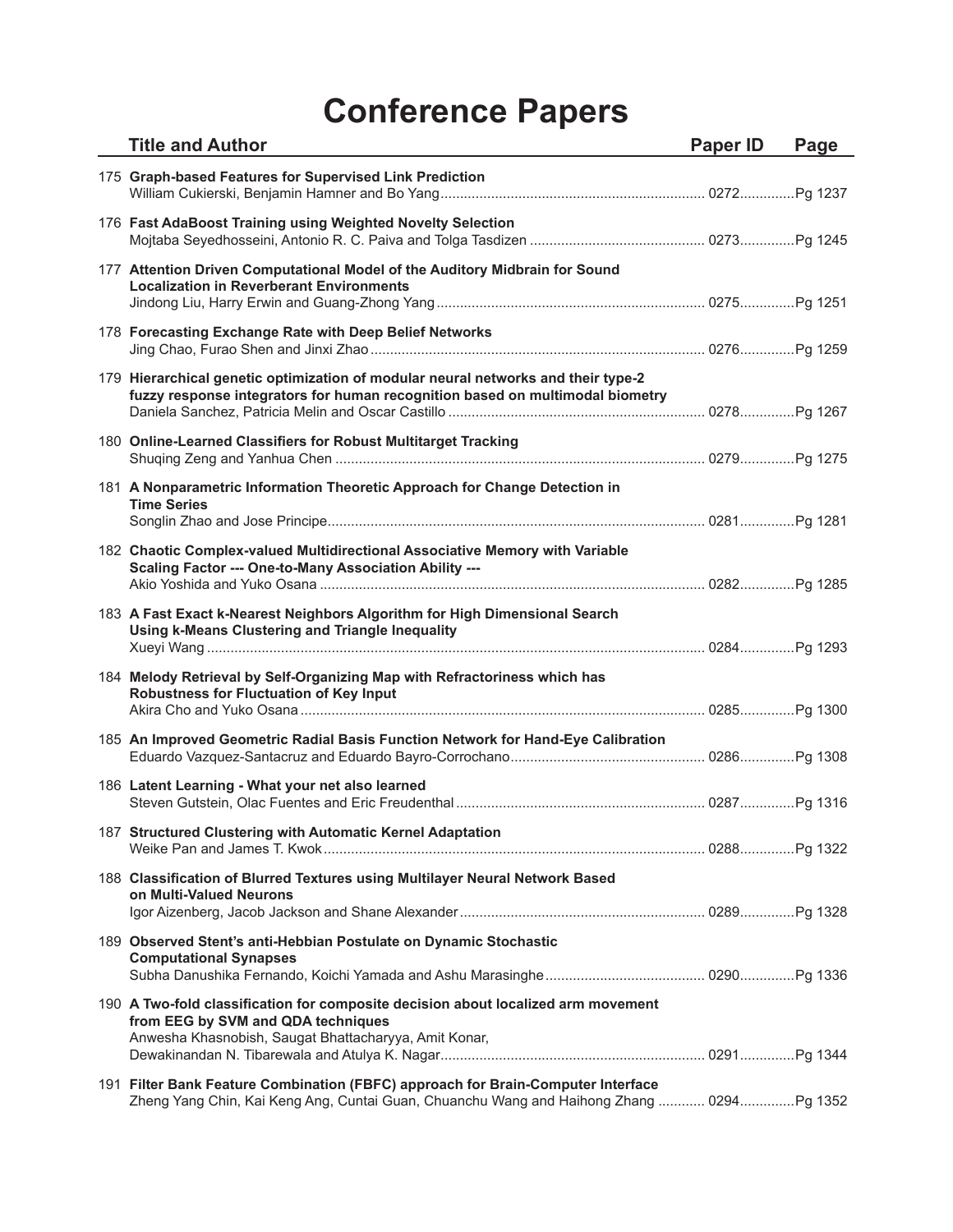# Conference Papers

| | Title and Author | Paper ID | Page |
|---|---|---|---|
| 175 | **Graph-based Features for Supervised Link Prediction**<br>William Cukierski, Benjamin Hamner and Bo Yang | 0272 | Pg 1237 |
| 176 | **Fast AdaBoost Training using Weighted Novelty Selection**<br>Mojtaba Seyedhosseini, Antonio R. C. Paiva and Tolga Tasdizen | 0273 | Pg 1245 |
| 177 | **Attention Driven Computational Model of the Auditory Midbrain for Sound Localization in Reverberant Environments**<br>Jindong Liu, Harry Erwin and Guang-Zhong Yang | 0275 | Pg 1251 |
| 178 | **Forecasting Exchange Rate with Deep Belief Networks**<br>Jing Chao, Furao Shen and Jinxi Zhao | 0276 | Pg 1259 |
| 179 | **Hierarchical genetic optimization of modular neural networks and their type-2 fuzzy response integrators for human recognition based on multimodal biometry**<br>Daniela Sanchez, Patricia Melin and Oscar Castillo | 0278 | Pg 1267 |
| 180 | **Online-Learned Classifiers for Robust Multitarget Tracking**<br>Shuqing Zeng and Yanhua Chen | 0279 | Pg 1275 |
| 181 | **A Nonparametric Information Theoretic Approach for Change Detection in Time Series**<br>Songlin Zhao and Jose Principe | 0281 | Pg 1281 |
| 182 | **Chaotic Complex-valued Multidirectional Associative Memory with Variable Scaling Factor --- One-to-Many Association Ability ---**<br>Akio Yoshida and Yuko Osana | 0282 | Pg 1285 |
| 183 | **A Fast Exact k-Nearest Neighbors Algorithm for High Dimensional Search Using k-Means Clustering and Triangle Inequality**<br>Xueyi Wang | 0284 | Pg 1293 |
| 184 | **Melody Retrieval by Self-Organizing Map with Refractoriness which has Robustness for Fluctuation of Key Input**<br>Akira Cho and Yuko Osana | 0285 | Pg 1300 |
| 185 | **An Improved Geometric Radial Basis Function Network for Hand-Eye Calibration**<br>Eduardo Vazquez-Santacruz and Eduardo Bayro-Corrochano | 0286 | Pg 1308 |
| 186 | **Latent Learning - What your net also learned**<br>Steven Gutstein, Olac Fuentes and Eric Freudenthal | 0287 | Pg 1316 |
| 187 | **Structured Clustering with Automatic Kernel Adaptation**<br>Weike Pan and James T. Kwok | 0288 | Pg 1322 |
| 188 | **Classification of Blurred Textures using Multilayer Neural Network Based on Multi-Valued Neurons**<br>Igor Aizenberg, Jacob Jackson and Shane Alexander | 0289 | Pg 1328 |
| 189 | **Observed Stent's anti-Hebbian Postulate on Dynamic Stochastic Computational Synapses**<br>Subha Danushika Fernando, Koichi Yamada and Ashu Marasinghe | 0290 | Pg 1336 |
| 190 | **A Two-fold classification for composite decision about localized arm movement from EEG by SVM and QDA techniques**<br>Anwesha Khasnobish, Saugat Bhattacharyya, Amit Konar, Dewakinandan N. Tibarewala and Atulya K. Nagar | 0291 | Pg 1344 |
| 191 | **Filter Bank Feature Combination (FBFC) approach for Brain-Computer Interface**<br>Zheng Yang Chin, Kai Keng Ang, Cuntai Guan, Chuanchu Wang and Haihong Zhang | 0294 | Pg 1352 |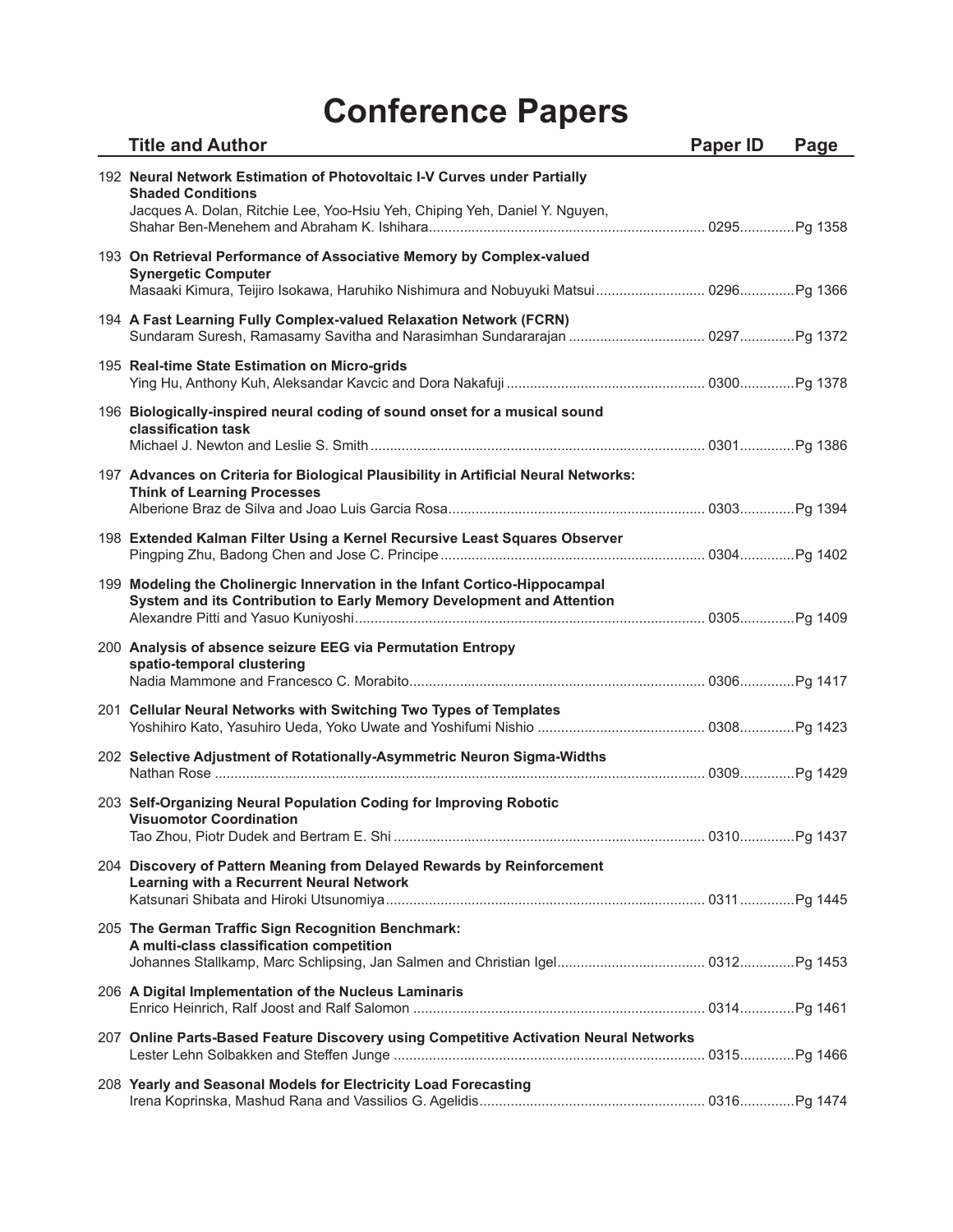# Conference Papers

| Title and Author | Paper ID | Page |
|---|---|---|
| 192 **Neural Network Estimation of Photovoltaic I-V Curves under Partially Shaded Conditions**<br>Jacques A. Dolan, Ritchie Lee, Yoo-Hsiu Yeh, Chiping Yeh, Daniel Y. Nguyen, Shahar Ben-Menehem and Abraham K. Ishihara | 0295 | Pg 1358 |
| 193 **On Retrieval Performance of Associative Memory by Complex-valued Synergetic Computer**<br>Masaaki Kimura, Teijiro Isokawa, Haruhiko Nishimura and Nobuyuki Matsui | 0296 | Pg 1366 |
| 194 **A Fast Learning Fully Complex-valued Relaxation Network (FCRN)**<br>Sundaram Suresh, Ramasamy Savitha and Narasimhan Sundararajan | 0297 | Pg 1372 |
| 195 **Real-time State Estimation on Micro-grids**<br>Ying Hu, Anthony Kuh, Aleksandar Kavcic and Dora Nakafuji | 0300 | Pg 1378 |
| 196 **Biologically-inspired neural coding of sound onset for a musical sound classification task**<br>Michael J. Newton and Leslie S. Smith | 0301 | Pg 1386 |
| 197 **Advances on Criteria for Biological Plausibility in Artificial Neural Networks: Think of Learning Processes**<br>Alberione Braz de Silva and Joao Luis Garcia Rosa | 0303 | Pg 1394 |
| 198 **Extended Kalman Filter Using a Kernel Recursive Least Squares Observer**<br>Pingping Zhu, Badong Chen and Jose C. Principe | 0304 | Pg 1402 |
| 199 **Modeling the Cholinergic Innervation in the Infant Cortico-Hippocampal System and its Contribution to Early Memory Development and Attention**<br>Alexandre Pitti and Yasuo Kuniyoshi | 0305 | Pg 1409 |
| 200 **Analysis of absence seizure EEG via Permutation Entropy spatio-temporal clustering**<br>Nadia Mammone and Francesco C. Morabito | 0306 | Pg 1417 |
| 201 **Cellular Neural Networks with Switching Two Types of Templates**<br>Yoshihiro Kato, Yasuhiro Ueda, Yoko Uwate and Yoshifumi Nishio | 0308 | Pg 1423 |
| 202 **Selective Adjustment of Rotationally-Asymmetric Neuron Sigma-Widths**<br>Nathan Rose | 0309 | Pg 1429 |
| 203 **Self-Organizing Neural Population Coding for Improving Robotic Visuomotor Coordination**<br>Tao Zhou, Piotr Dudek and Bertram E. Shi | 0310 | Pg 1437 |
| 204 **Discovery of Pattern Meaning from Delayed Rewards by Reinforcement Learning with a Recurrent Neural Network**<br>Katsunari Shibata and Hiroki Utsunomiya | 0311 | Pg 1445 |
| 205 **The German Traffic Sign Recognition Benchmark: A multi-class classification competition**<br>Johannes Stallkamp, Marc Schlipsing, Jan Salmen and Christian Igel | 0312 | Pg 1453 |
| 206 **A Digital Implementation of the Nucleus Laminaris**<br>Enrico Heinrich, Ralf Joost and Ralf Salomon | 0314 | Pg 1461 |
| 207 **Online Parts-Based Feature Discovery using Competitive Activation Neural Networks**<br>Lester Lehn Solbakken and Steffen Junge | 0315 | Pg 1466 |
| 208 **Yearly and Seasonal Models for Electricity Load Forecasting**<br>Irena Koprinska, Mashud Rana and Vassilios G. Agelidis | 0316 | Pg 1474 |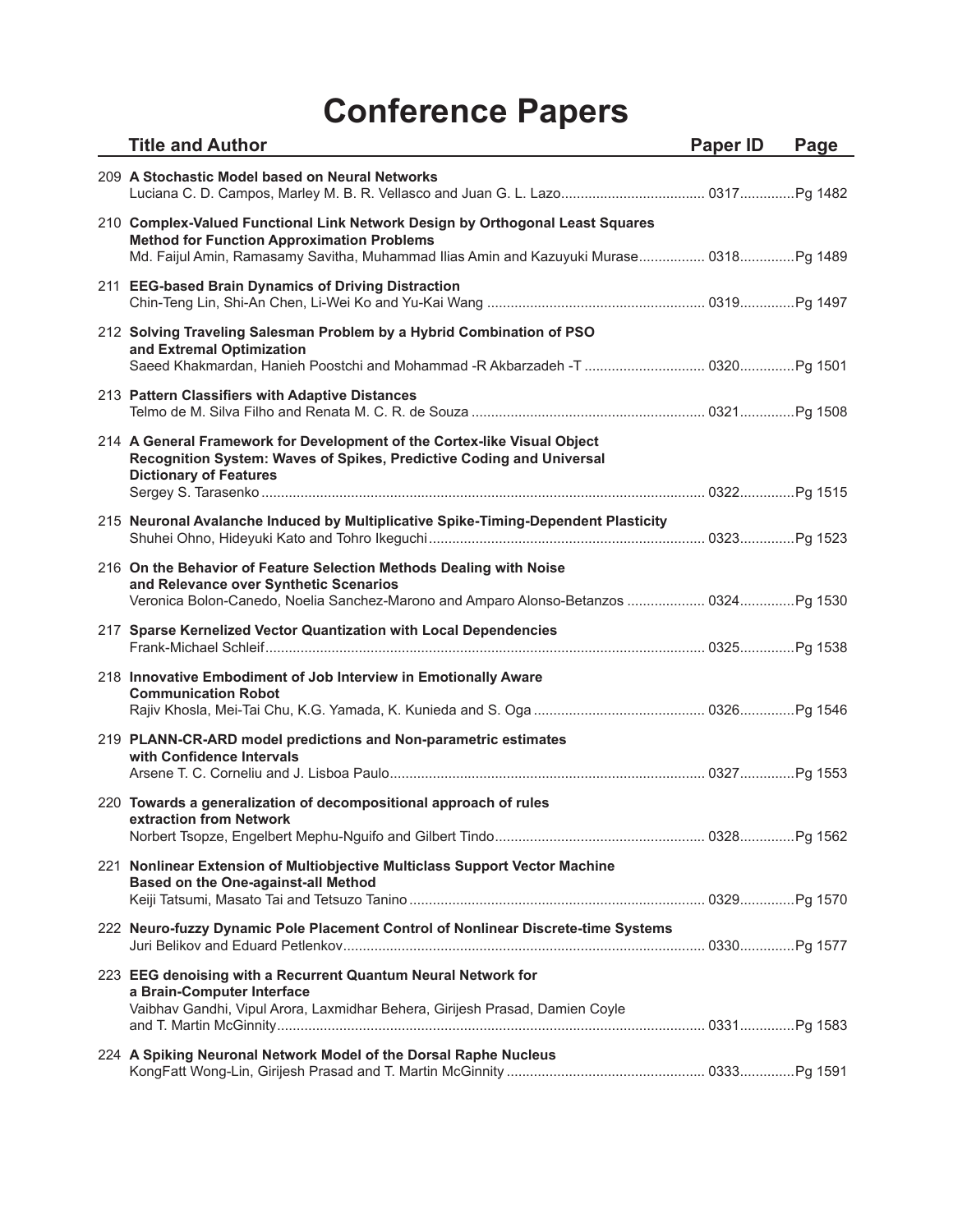# Conference Papers

| | Title and Author | Paper ID | Page |
|---|---|---|---|
| 209 | **A Stochastic Model based on Neural Networks**<br>Luciana C. D. Campos, Marley M. B. R. Vellasco and Juan G. L. Lazo | 0317 | Pg 1482 |
| 210 | **Complex-Valued Functional Link Network Design by Orthogonal Least Squares Method for Function Approximation Problems**<br>Md. Faijul Amin, Ramasamy Savitha, Muhammad Ilias Amin and Kazuyuki Murase | 0318 | Pg 1489 |
| 211 | **EEG-based Brain Dynamics of Driving Distraction**<br>Chin-Teng Lin, Shi-An Chen, Li-Wei Ko and Yu-Kai Wang | 0319 | Pg 1497 |
| 212 | **Solving Traveling Salesman Problem by a Hybrid Combination of PSO and Extremal Optimization**<br>Saeed Khakmardan, Hanieh Poostchi and Mohammad -R Akbarzadeh -T | 0320 | Pg 1501 |
| 213 | **Pattern Classifiers with Adaptive Distances**<br>Telmo de M. Silva Filho and Renata M. C. R. de Souza | 0321 | Pg 1508 |
| 214 | **A General Framework for Development of the Cortex-like Visual Object Recognition System: Waves of Spikes, Predictive Coding and Universal Dictionary of Features**<br>Sergey S. Tarasenko | 0322 | Pg 1515 |
| 215 | **Neuronal Avalanche Induced by Multiplicative Spike-Timing-Dependent Plasticity**<br>Shuhei Ohno, Hideyuki Kato and Tohro Ikeguchi | 0323 | Pg 1523 |
| 216 | **On the Behavior of Feature Selection Methods Dealing with Noise and Relevance over Synthetic Scenarios**<br>Veronica Bolon-Canedo, Noelia Sanchez-Marono and Amparo Alonso-Betanzos | 0324 | Pg 1530 |
| 217 | **Sparse Kernelized Vector Quantization with Local Dependencies**<br>Frank-Michael Schleif | 0325 | Pg 1538 |
| 218 | **Innovative Embodiment of Job Interview in Emotionally Aware Communication Robot**<br>Rajiv Khosla, Mei-Tai Chu, K.G. Yamada, K. Kunieda and S. Oga | 0326 | Pg 1546 |
| 219 | **PLANN-CR-ARD model predictions and Non-parametric estimates with Confidence Intervals**<br>Arsene T. C. Corneliu and J. Lisboa Paulo | 0327 | Pg 1553 |
| 220 | **Towards a generalization of decompositional approach of rules extraction from Network**<br>Norbert Tsopze, Engelbert Mephu-Nguifo and Gilbert Tindo | 0328 | Pg 1562 |
| 221 | **Nonlinear Extension of Multiobjective Multiclass Support Vector Machine Based on the One-against-all Method**<br>Keiji Tatsumi, Masato Tai and Tetsuzo Tanino | 0329 | Pg 1570 |
| 222 | **Neuro-fuzzy Dynamic Pole Placement Control of Nonlinear Discrete-time Systems**<br>Juri Belikov and Eduard Petlenkov | 0330 | Pg 1577 |
| 223 | **EEG denoising with a Recurrent Quantum Neural Network for a Brain-Computer Interface**<br>Vaibhav Gandhi, Vipul Arora, Laxmidhar Behera, Girijesh Prasad, Damien Coyle and T. Martin McGinnity | 0331 | Pg 1583 |
| 224 | **A Spiking Neuronal Network Model of the Dorsal Raphe Nucleus**<br>KongFatt Wong-Lin, Girijesh Prasad and T. Martin McGinnity | 0333 | Pg 1591 |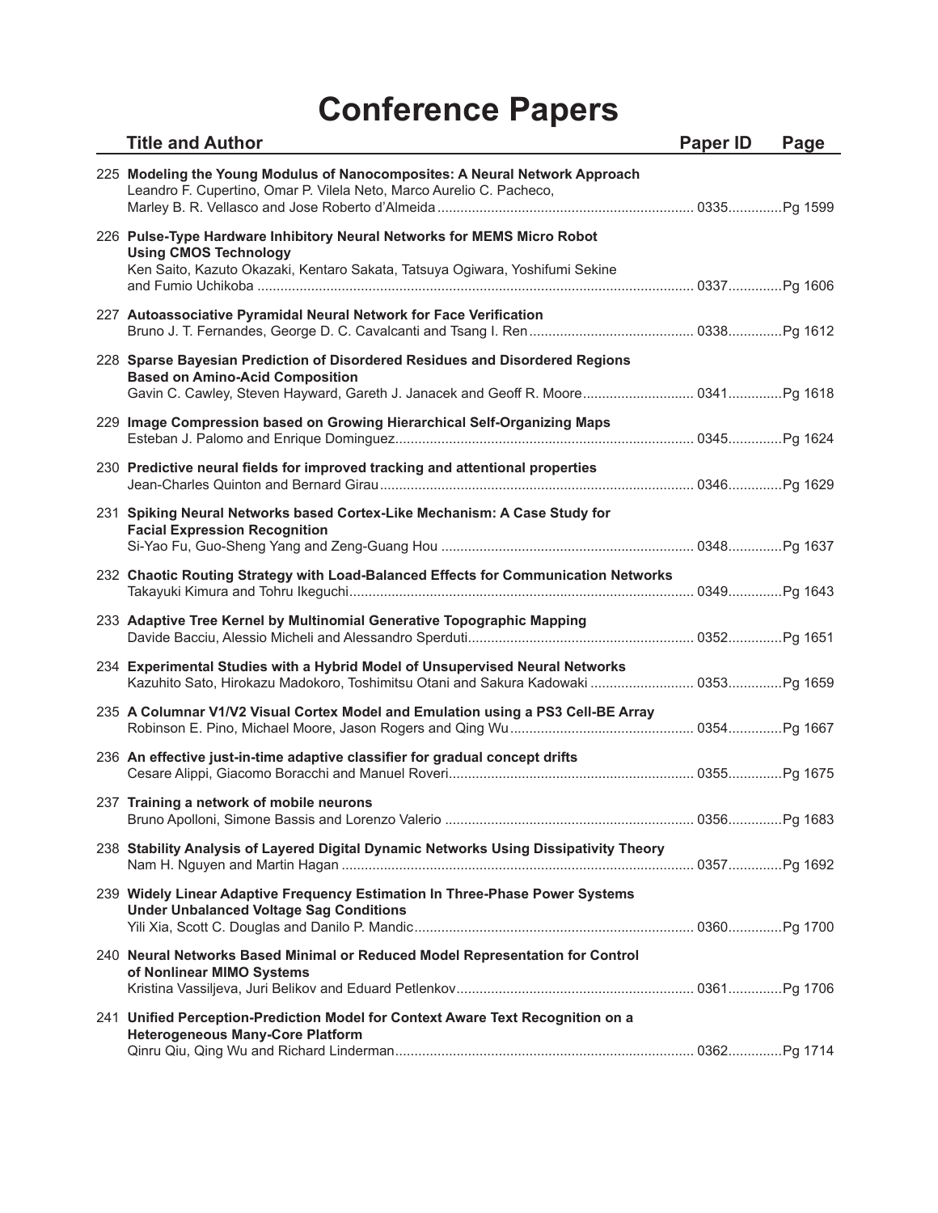# Conference Papers

| | Title and Author | Paper ID | Page |
|---|---|---|---|
| 225 | **Modeling the Young Modulus of Nanocomposites: A Neural Network Approach** Leandro F. Cupertino, Omar P. Vilela Neto, Marco Aurelio C. Pacheco, Marley B. R. Vellasco and Jose Roberto d'Almeida | 0335 | Pg 1599 |
| 226 | **Pulse-Type Hardware Inhibitory Neural Networks for MEMS Micro Robot Using CMOS Technology** Ken Saito, Kazuto Okazaki, Kentaro Sakata, Tatsuya Ogiwara, Yoshifumi Sekine and Fumio Uchikoba | 0337 | Pg 1606 |
| 227 | **Autoassociative Pyramidal Neural Network for Face Verification** Bruno J. T. Fernandes, George D. C. Cavalcanti and Tsang I. Ren | 0338 | Pg 1612 |
| 228 | **Sparse Bayesian Prediction of Disordered Residues and Disordered Regions Based on Amino-Acid Composition** Gavin C. Cawley, Steven Hayward, Gareth J. Janacek and Geoff R. Moore | 0341 | Pg 1618 |
| 229 | **Image Compression based on Growing Hierarchical Self-Organizing Maps** Esteban J. Palomo and Enrique Dominguez | 0345 | Pg 1624 |
| 230 | **Predictive neural fields for improved tracking and attentional properties** Jean-Charles Quinton and Bernard Girau | 0346 | Pg 1629 |
| 231 | **Spiking Neural Networks based Cortex-Like Mechanism: A Case Study for Facial Expression Recognition** Si-Yao Fu, Guo-Sheng Yang and Zeng-Guang Hou | 0348 | Pg 1637 |
| 232 | **Chaotic Routing Strategy with Load-Balanced Effects for Communication Networks** Takayuki Kimura and Tohru Ikeguchi | 0349 | Pg 1643 |
| 233 | **Adaptive Tree Kernel by Multinomial Generative Topographic Mapping** Davide Bacciu, Alessio Micheli and Alessandro Sperduti | 0352 | Pg 1651 |
| 234 | **Experimental Studies with a Hybrid Model of Unsupervised Neural Networks** Kazuhito Sato, Hirokazu Madokoro, Toshimitsu Otani and Sakura Kadowaki | 0353 | Pg 1659 |
| 235 | **A Columnar V1/V2 Visual Cortex Model and Emulation using a PS3 Cell-BE Array** Robinson E. Pino, Michael Moore, Jason Rogers and Qing Wu | 0354 | Pg 1667 |
| 236 | **An effective just-in-time adaptive classifier for gradual concept drifts** Cesare Alippi, Giacomo Boracchi and Manuel Roveri | 0355 | Pg 1675 |
| 237 | **Training a network of mobile neurons** Bruno Apolloni, Simone Bassis and Lorenzo Valerio | 0356 | Pg 1683 |
| 238 | **Stability Analysis of Layered Digital Dynamic Networks Using Dissipativity Theory** Nam H. Nguyen and Martin Hagan | 0357 | Pg 1692 |
| 239 | **Widely Linear Adaptive Frequency Estimation In Three-Phase Power Systems Under Unbalanced Voltage Sag Conditions** Yili Xia, Scott C. Douglas and Danilo P. Mandic | 0360 | Pg 1700 |
| 240 | **Neural Networks Based Minimal or Reduced Model Representation for Control of Nonlinear MIMO Systems** Kristina Vassiljeva, Juri Belikov and Eduard Petlenkov | 0361 | Pg 1706 |
| 241 | **Unified Perception-Prediction Model for Context Aware Text Recognition on a Heterogeneous Many-Core Platform** Qinru Qiu, Qing Wu and Richard Linderman | 0362 | Pg 1714 |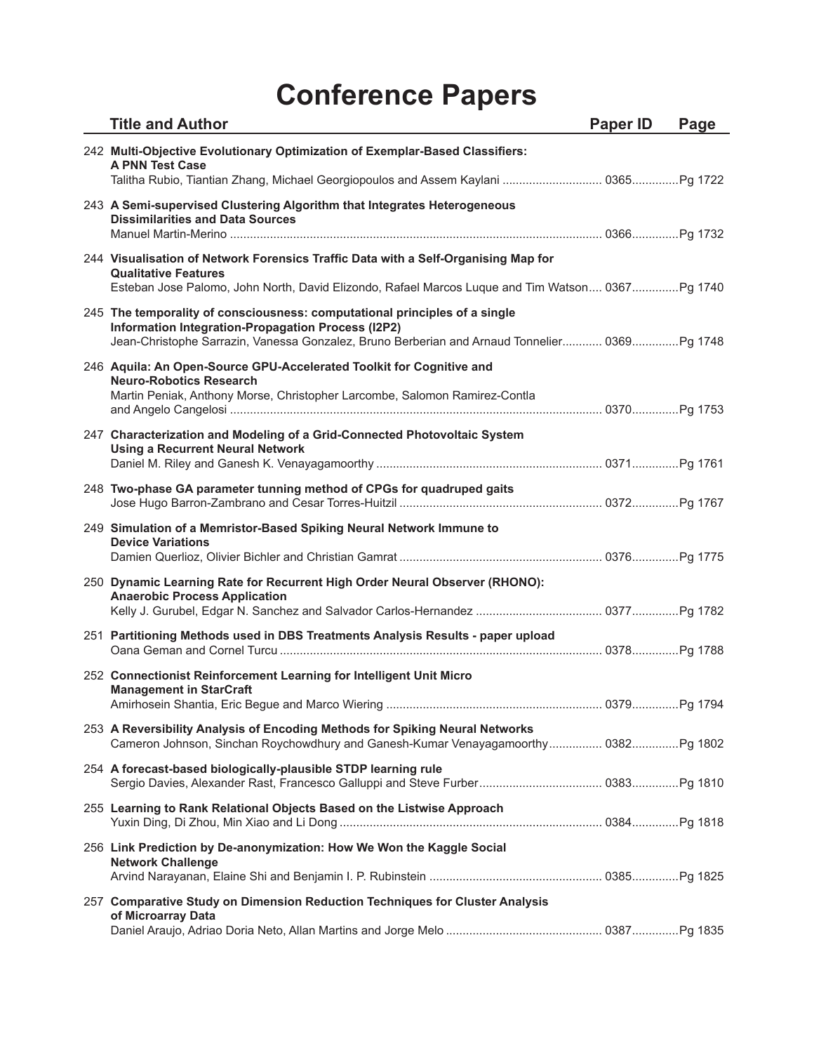# Conference Papers

| | Title and Author | Paper ID | Page |
|---|---|---|---|
| 242 | **Multi-Objective Evolutionary Optimization of Exemplar-Based Classifiers: A PNN Test Case**<br>Talitha Rubio, Tiantian Zhang, Michael Georgiopoulos and Assem Kaylani | 0365 | Pg 1722 |
| 243 | **A Semi-supervised Clustering Algorithm that Integrates Heterogeneous Dissimilarities and Data Sources**<br>Manuel Martin-Merino | 0366 | Pg 1732 |
| 244 | **Visualisation of Network Forensics Traffic Data with a Self-Organising Map for Qualitative Features**<br>Esteban Jose Palomo, John North, David Elizondo, Rafael Marcos Luque and Tim Watson | 0367 | Pg 1740 |
| 245 | **The temporality of consciousness: computational principles of a single Information Integration-Propagation Process (I2P2)**<br>Jean-Christophe Sarrazin, Vanessa Gonzalez, Bruno Berberian and Arnaud Tonnelier | 0369 | Pg 1748 |
| 246 | **Aquila: An Open-Source GPU-Accelerated Toolkit for Cognitive and Neuro-Robotics Research**<br>Martin Peniak, Anthony Morse, Christopher Larcombe, Salomon Ramirez-Contla and Angelo Cangelosi | 0370 | Pg 1753 |
| 247 | **Characterization and Modeling of a Grid-Connected Photovoltaic System Using a Recurrent Neural Network**<br>Daniel M. Riley and Ganesh K. Venayagamoorthy | 0371 | Pg 1761 |
| 248 | **Two-phase GA parameter tunning method of CPGs for quadruped gaits**<br>Jose Hugo Barron-Zambrano and Cesar Torres-Huitzil | 0372 | Pg 1767 |
| 249 | **Simulation of a Memristor-Based Spiking Neural Network Immune to Device Variations**<br>Damien Querlioz, Olivier Bichler and Christian Gamrat | 0376 | Pg 1775 |
| 250 | **Dynamic Learning Rate for Recurrent High Order Neural Observer (RHONO): Anaerobic Process Application**<br>Kelly J. Gurubel, Edgar N. Sanchez and Salvador Carlos-Hernandez | 0377 | Pg 1782 |
| 251 | **Partitioning Methods used in DBS Treatments Analysis Results - paper upload**<br>Oana Geman and Cornel Turcu | 0378 | Pg 1788 |
| 252 | **Connectionist Reinforcement Learning for Intelligent Unit Micro Management in StarCraft**<br>Amirhosein Shantia, Eric Begue and Marco Wiering | 0379 | Pg 1794 |
| 253 | **A Reversibility Analysis of Encoding Methods for Spiking Neural Networks**<br>Cameron Johnson, Sinchan Roychowdhury and Ganesh-Kumar Venayagamoorthy | 0382 | Pg 1802 |
| 254 | **A forecast-based biologically-plausible STDP learning rule**<br>Sergio Davies, Alexander Rast, Francesco Galluppi and Steve Furber | 0383 | Pg 1810 |
| 255 | **Learning to Rank Relational Objects Based on the Listwise Approach**<br>Yuxin Ding, Di Zhou, Min Xiao and Li Dong | 0384 | Pg 1818 |
| 256 | **Link Prediction by De-anonymization: How We Won the Kaggle Social Network Challenge**<br>Arvind Narayanan, Elaine Shi and Benjamin I. P. Rubinstein | 0385 | Pg 1825 |
| 257 | **Comparative Study on Dimension Reduction Techniques for Cluster Analysis of Microarray Data**<br>Daniel Araujo, Adriao Doria Neto, Allan Martins and Jorge Melo | 0387 | Pg 1835 |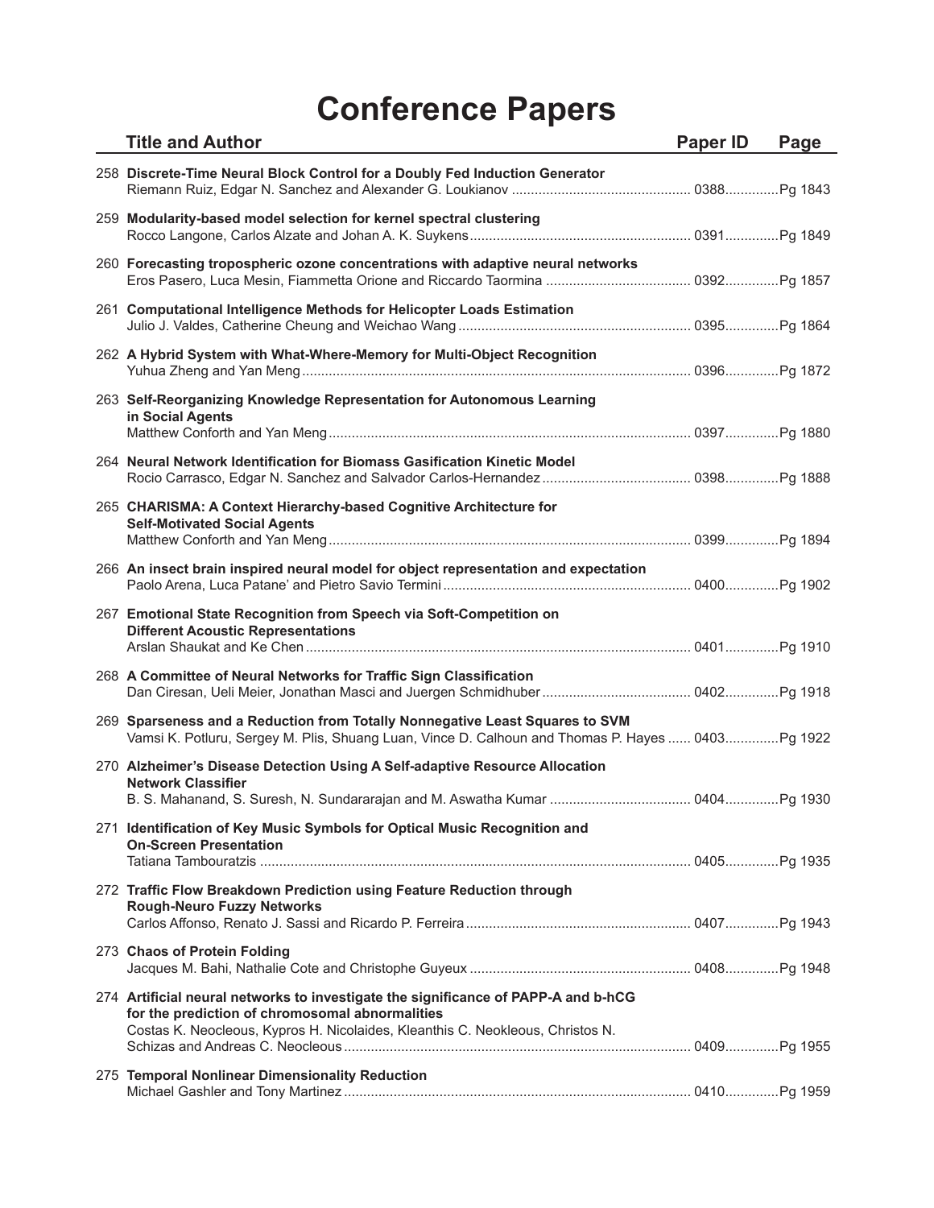# Conference Papers

| | Title and Author | Paper ID | Page |
|---|---|---|---|
| 258 | **Discrete-Time Neural Block Control for a Doubly Fed Induction Generator**<br>Riemann Ruiz, Edgar N. Sanchez and Alexander G. Loukianov | 0388 | Pg 1843 |
| 259 | **Modularity-based model selection for kernel spectral clustering**<br>Rocco Langone, Carlos Alzate and Johan A. K. Suykens | 0391 | Pg 1849 |
| 260 | **Forecasting tropospheric ozone concentrations with adaptive neural networks**<br>Eros Pasero, Luca Mesin, Fiammetta Orione and Riccardo Taormina | 0392 | Pg 1857 |
| 261 | **Computational Intelligence Methods for Helicopter Loads Estimation**<br>Julio J. Valdes, Catherine Cheung and Weichao Wang | 0395 | Pg 1864 |
| 262 | **A Hybrid System with What-Where-Memory for Multi-Object Recognition**<br>Yuhua Zheng and Yan Meng | 0396 | Pg 1872 |
| 263 | **Self-Reorganizing Knowledge Representation for Autonomous Learning in Social Agents**<br>Matthew Conforth and Yan Meng | 0397 | Pg 1880 |
| 264 | **Neural Network Identification for Biomass Gasification Kinetic Model**<br>Rocio Carrasco, Edgar N. Sanchez and Salvador Carlos-Hernandez | 0398 | Pg 1888 |
| 265 | **CHARISMA: A Context Hierarchy-based Cognitive Architecture for Self-Motivated Social Agents**<br>Matthew Conforth and Yan Meng | 0399 | Pg 1894 |
| 266 | **An insect brain inspired neural model for object representation and expectation**<br>Paolo Arena, Luca Patane' and Pietro Savio Termini | 0400 | Pg 1902 |
| 267 | **Emotional State Recognition from Speech via Soft-Competition on Different Acoustic Representations**<br>Arslan Shaukat and Ke Chen | 0401 | Pg 1910 |
| 268 | **A Committee of Neural Networks for Traffic Sign Classification**<br>Dan Ciresan, Ueli Meier, Jonathan Masci and Juergen Schmidhuber | 0402 | Pg 1918 |
| 269 | **Sparseness and a Reduction from Totally Nonnegative Least Squares to SVM**<br>Vamsi K. Potluru, Sergey M. Plis, Shuang Luan, Vince D. Calhoun and Thomas P. Hayes | 0403 | Pg 1922 |
| 270 | **Alzheimer's Disease Detection Using A Self-adaptive Resource Allocation Network Classifier**<br>B. S. Mahanand, S. Suresh, N. Sundararajan and M. Aswatha Kumar | 0404 | Pg 1930 |
| 271 | **Identification of Key Music Symbols for Optical Music Recognition and On-Screen Presentation**<br>Tatiana Tambouratzis | 0405 | Pg 1935 |
| 272 | **Traffic Flow Breakdown Prediction using Feature Reduction through Rough-Neuro Fuzzy Networks**<br>Carlos Affonso, Renato J. Sassi and Ricardo P. Ferreira | 0407 | Pg 1943 |
| 273 | **Chaos of Protein Folding**<br>Jacques M. Bahi, Nathalie Cote and Christophe Guyeux | 0408 | Pg 1948 |
| 274 | **Artificial neural networks to investigate the significance of PAPP-A and b-hCG for the prediction of chromosomal abnormalities**<br>Costas K. Neocleous, Kypros H. Nicolaides, Kleanthis C. Neokleous, Christos N. Schizas and Andreas C. Neocleous | 0409 | Pg 1955 |
| 275 | **Temporal Nonlinear Dimensionality Reduction**<br>Michael Gashler and Tony Martinez | 0410 | Pg 1959 |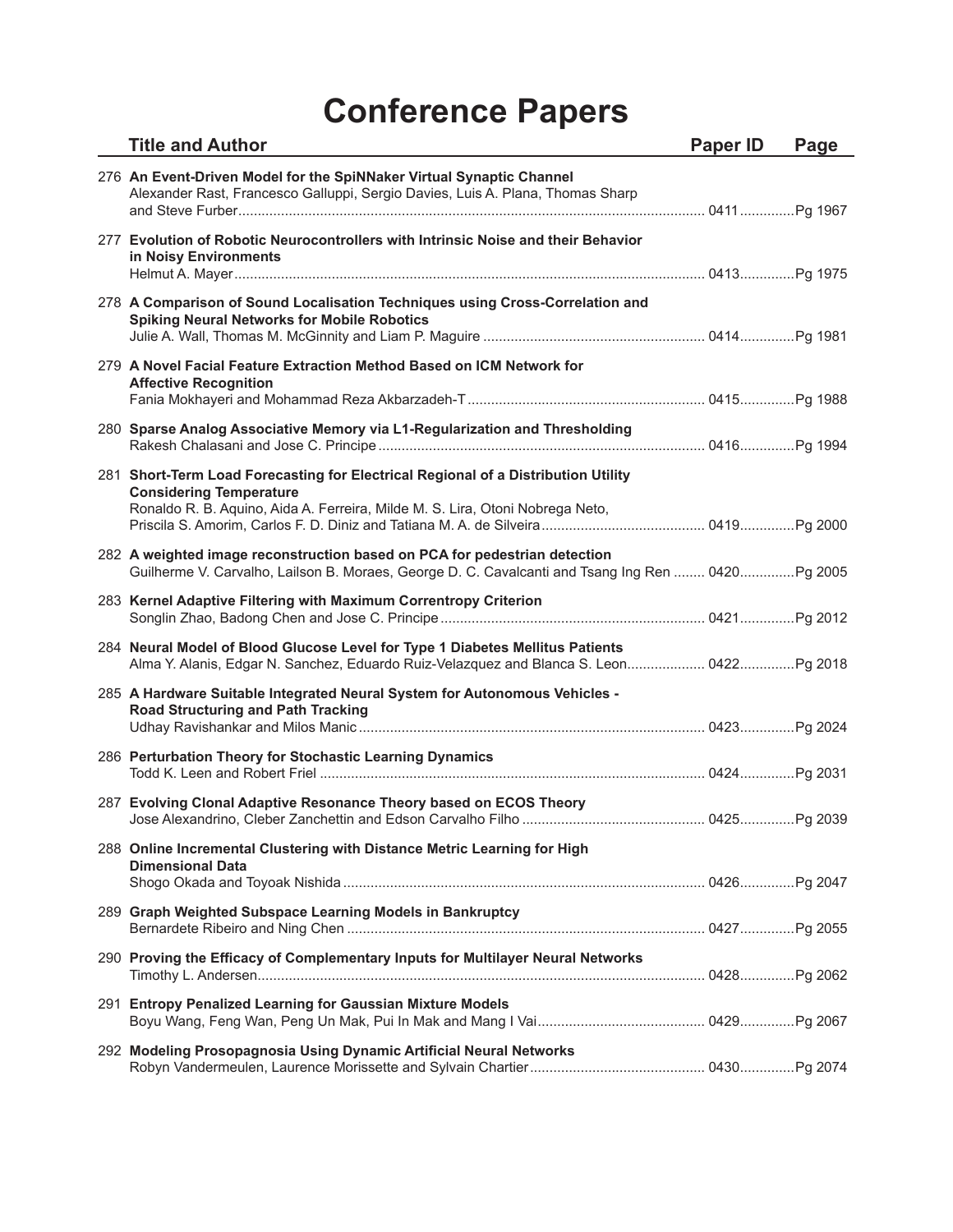# Conference Papers

| | Title and Author | Paper ID | Page |
|---|---|---|---|
| 276 | **An Event-Driven Model for the SpiNNaker Virtual Synaptic Channel**<br>Alexander Rast, Francesco Galluppi, Sergio Davies, Luis A. Plana, Thomas Sharp and Steve Furber | 0411 | Pg 1967 |
| 277 | **Evolution of Robotic Neurocontrollers with Intrinsic Noise and their Behavior in Noisy Environments**<br>Helmut A. Mayer | 0413 | Pg 1975 |
| 278 | **A Comparison of Sound Localisation Techniques using Cross-Correlation and Spiking Neural Networks for Mobile Robotics**<br>Julie A. Wall, Thomas M. McGinnity and Liam P. Maguire | 0414 | Pg 1981 |
| 279 | **A Novel Facial Feature Extraction Method Based on ICM Network for Affective Recognition**<br>Fania Mokhayeri and Mohammad Reza Akbarzadeh-T | 0415 | Pg 1988 |
| 280 | **Sparse Analog Associative Memory via L1-Regularization and Thresholding**<br>Rakesh Chalasani and Jose C. Principe | 0416 | Pg 1994 |
| 281 | **Short-Term Load Forecasting for Electrical Regional of a Distribution Utility Considering Temperature**<br>Ronaldo R. B. Aquino, Aida A. Ferreira, Milde M. S. Lira, Otoni Nobrega Neto, Priscila S. Amorim, Carlos F. D. Diniz and Tatiana M. A. de Silveira | 0419 | Pg 2000 |
| 282 | **A weighted image reconstruction based on PCA for pedestrian detection**<br>Guilherme V. Carvalho, Lailson B. Moraes, George D. C. Cavalcanti and Tsang Ing Ren | 0420 | Pg 2005 |
| 283 | **Kernel Adaptive Filtering with Maximum Correntropy Criterion**<br>Songlin Zhao, Badong Chen and Jose C. Principe | 0421 | Pg 2012 |
| 284 | **Neural Model of Blood Glucose Level for Type 1 Diabetes Mellitus Patients**<br>Alma Y. Alanis, Edgar N. Sanchez, Eduardo Ruiz-Velazquez and Blanca S. Leon | 0422 | Pg 2018 |
| 285 | **A Hardware Suitable Integrated Neural System for Autonomous Vehicles - Road Structuring and Path Tracking**<br>Udhay Ravishankar and Milos Manic | 0423 | Pg 2024 |
| 286 | **Perturbation Theory for Stochastic Learning Dynamics**<br>Todd K. Leen and Robert Friel | 0424 | Pg 2031 |
| 287 | **Evolving Clonal Adaptive Resonance Theory based on ECOS Theory**<br>Jose Alexandrino, Cleber Zanchettin and Edson Carvalho Filho | 0425 | Pg 2039 |
| 288 | **Online Incremental Clustering with Distance Metric Learning for High Dimensional Data**<br>Shogo Okada and Toyoak Nishida | 0426 | Pg 2047 |
| 289 | **Graph Weighted Subspace Learning Models in Bankruptcy**<br>Bernardete Ribeiro and Ning Chen | 0427 | Pg 2055 |
| 290 | **Proving the Efficacy of Complementary Inputs for Multilayer Neural Networks**<br>Timothy L. Andersen | 0428 | Pg 2062 |
| 291 | **Entropy Penalized Learning for Gaussian Mixture Models**<br>Boyu Wang, Feng Wan, Peng Un Mak, Pui In Mak and Mang I Vai | 0429 | Pg 2067 |
| 292 | **Modeling Prosopagnosia Using Dynamic Artificial Neural Networks**<br>Robyn Vandermeulen, Laurence Morissette and Sylvain Chartier | 0430 | Pg 2074 |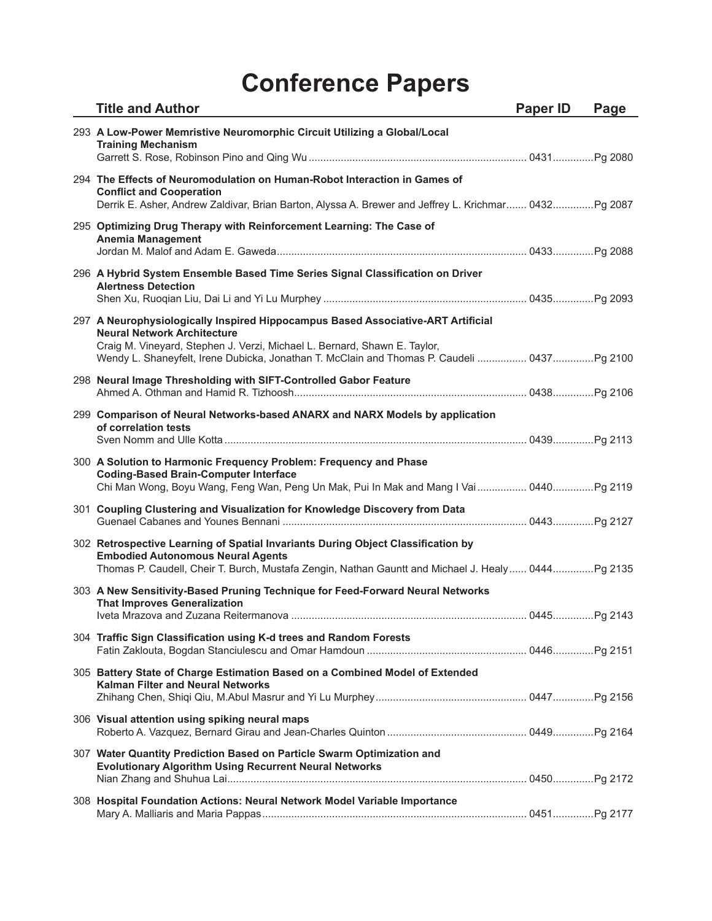# Conference Papers

| | Title and Author | Paper ID | Page |
|---|---|---|---|
| 293 | **A Low-Power Memristive Neuromorphic Circuit Utilizing a Global/Local Training Mechanism**<br>Garrett S. Rose, Robinson Pino and Qing Wu | 0431 | Pg 2080 |
| 294 | **The Effects of Neuromodulation on Human-Robot Interaction in Games of Conflict and Cooperation**<br>Derrik E. Asher, Andrew Zaldivar, Brian Barton, Alyssa A. Brewer and Jeffrey L. Krichmar | 0432 | Pg 2087 |
| 295 | **Optimizing Drug Therapy with Reinforcement Learning: The Case of Anemia Management**<br>Jordan M. Malof and Adam E. Gaweda | 0433 | Pg 2088 |
| 296 | **A Hybrid System Ensemble Based Time Series Signal Classification on Driver Alertness Detection**<br>Shen Xu, Ruoqian Liu, Dai Li and Yi Lu Murphey | 0435 | Pg 2093 |
| 297 | **A Neurophysiologically Inspired Hippocampus Based Associative-ART Artificial Neural Network Architecture**<br>Craig M. Vineyard, Stephen J. Verzi, Michael L. Bernard, Shawn E. Taylor, Wendy L. Shaneyfelt, Irene Dubicka, Jonathan T. McClain and Thomas P. Caudell | 0437 | Pg 2100 |
| 298 | **Neural Image Thresholding with SIFT-Controlled Gabor Feature**<br>Ahmed A. Othman and Hamid R. Tizhoosh | 0438 | Pg 2106 |
| 299 | **Comparison of Neural Networks-based ANARX and NARX Models by application of correlation tests**<br>Sven Nomm and Ulle Kotta | 0439 | Pg 2113 |
| 300 | **A Solution to Harmonic Frequency Problem: Frequency and Phase Coding-Based Brain-Computer Interface**<br>Chi Man Wong, Boyu Wang, Feng Wan, Peng Un Mak, Pui In Mak and Mang I Vai | 0440 | Pg 2119 |
| 301 | **Coupling Clustering and Visualization for Knowledge Discovery from Data**<br>Guenael Cabanes and Younes Bennani | 0443 | Pg 2127 |
| 302 | **Retrospective Learning of Spatial Invariants During Object Classification by Embodied Autonomous Neural Agents**<br>Thomas P. Caudell, Cheir T. Burch, Mustafa Zengin, Nathan Gauntt and Michael J. Healy | 0444 | Pg 2135 |
| 303 | **A New Sensitivity-Based Pruning Technique for Feed-Forward Neural Networks That Improves Generalization**<br>Iveta Mrazova and Zuzana Reitermanova | 0445 | Pg 2143 |
| 304 | **Traffic Sign Classification using K-d trees and Random Forests**<br>Fatin Zaklouta, Bogdan Stanciulescu and Omar Hamdoun | 0446 | Pg 2151 |
| 305 | **Battery State of Charge Estimation Based on a Combined Model of Extended Kalman Filter and Neural Networks**<br>Zhihang Chen, Shiqi Qiu, M.Abul Masrur and Yi Lu Murphey | 0447 | Pg 2156 |
| 306 | **Visual attention using spiking neural maps**<br>Roberto A. Vazquez, Bernard Girau and Jean-Charles Quinton | 0449 | Pg 2164 |
| 307 | **Water Quantity Prediction Based on Particle Swarm Optimization and Evolutionary Algorithm Using Recurrent Neural Networks**<br>Nian Zhang and Shuhua Lai | 0450 | Pg 2172 |
| 308 | **Hospital Foundation Actions: Neural Network Model Variable Importance**<br>Mary A. Malliaris and Maria Pappas | 0451 | Pg 2177 |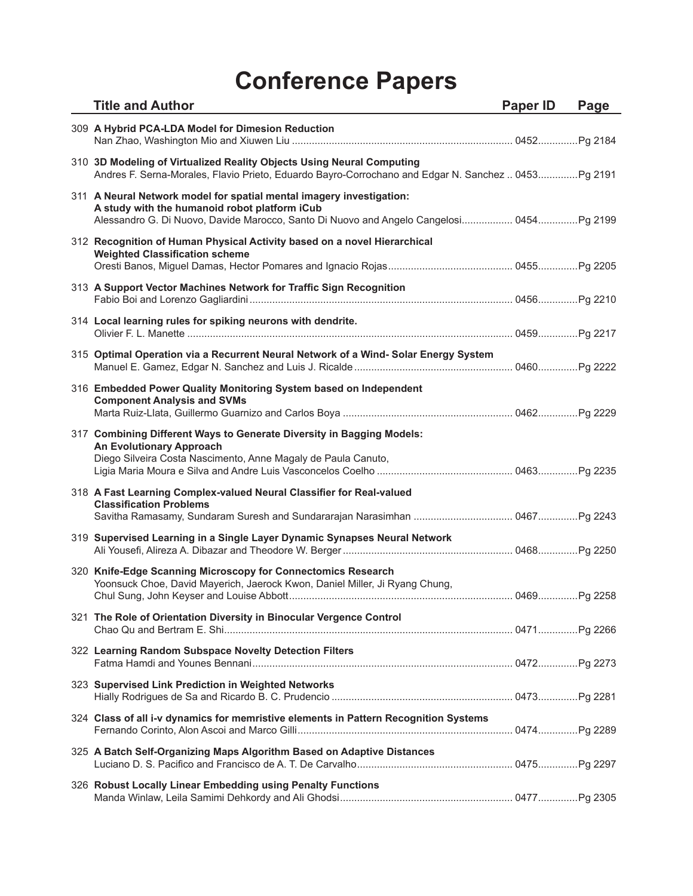# Conference Papers

| | Title and Author | Paper ID | Page |
|---|---|---|---|
| 309 | **A Hybrid PCA-LDA Model for Dimesion Reduction**<br>Nan Zhao, Washington Mio and Xiuwen Liu | 0452 | Pg 2184 |
| 310 | **3D Modeling of Virtualized Reality Objects Using Neural Computing**<br>Andres F. Serna-Morales, Flavio Prieto, Eduardo Bayro-Corrochano and Edgar N. Sanchez | 0453 | Pg 2191 |
| 311 | **A Neural Network model for spatial mental imagery investigation: A study with the humanoid robot platform iCub**<br>Alessandro G. Di Nuovo, Davide Marocco, Santo Di Nuovo and Angelo Cangelosi | 0454 | Pg 2199 |
| 312 | **Recognition of Human Physical Activity based on a novel Hierarchical Weighted Classification scheme**<br>Oresti Banos, Miguel Damas, Hector Pomares and Ignacio Rojas | 0455 | Pg 2205 |
| 313 | **A Support Vector Machines Network for Traffic Sign Recognition**<br>Fabio Boi and Lorenzo Gagliardini | 0456 | Pg 2210 |
| 314 | **Local learning rules for spiking neurons with dendrite.**<br>Olivier F. L. Manette | 0459 | Pg 2217 |
| 315 | **Optimal Operation via a Recurrent Neural Network of a Wind- Solar Energy System**<br>Manuel E. Gamez, Edgar N. Sanchez and Luis J. Ricalde | 0460 | Pg 2222 |
| 316 | **Embedded Power Quality Monitoring System based on Independent Component Analysis and SVMs**<br>Marta Ruiz-Llata, Guillermo Guarnizo and Carlos Boya | 0462 | Pg 2229 |
| 317 | **Combining Different Ways to Generate Diversity in Bagging Models: An Evolutionary Approach**<br>Diego Silveira Costa Nascimento, Anne Magaly de Paula Canuto, Ligia Maria Moura e Silva and Andre Luis Vasconcelos Coelho | 0463 | Pg 2235 |
| 318 | **A Fast Learning Complex-valued Neural Classifier for Real-valued Classification Problems**<br>Savitha Ramasamy, Sundaram Suresh and Sundararajan Narasimhan | 0467 | Pg 2243 |
| 319 | **Supervised Learning in a Single Layer Dynamic Synapses Neural Network**<br>Ali Yousefi, Alireza A. Dibazar and Theodore W. Berger | 0468 | Pg 2250 |
| 320 | **Knife-Edge Scanning Microscopy for Connectomics Research**<br>Yoonsuck Choe, David Mayerich, Jaerock Kwon, Daniel Miller, Ji Ryang Chung, Chul Sung, John Keyser and Louise Abbott | 0469 | Pg 2258 |
| 321 | **The Role of Orientation Diversity in Binocular Vergence Control**<br>Chao Qu and Bertram E. Shi | 0471 | Pg 2266 |
| 322 | **Learning Random Subspace Novelty Detection Filters**<br>Fatma Hamdi and Younes Bennani | 0472 | Pg 2273 |
| 323 | **Supervised Link Prediction in Weighted Networks**<br>Hially Rodrigues de Sa and Ricardo B. C. Prudencio | 0473 | Pg 2281 |
| 324 | **Class of all i-v dynamics for memristive elements in Pattern Recognition Systems**<br>Fernando Corinto, Alon Ascoi and Marco Gilli | 0474 | Pg 2289 |
| 325 | **A Batch Self-Organizing Maps Algorithm Based on Adaptive Distances**<br>Luciano D. S. Pacifico and Francisco de A. T. De Carvalho | 0475 | Pg 2297 |
| 326 | **Robust Locally Linear Embedding using Penalty Functions**<br>Manda Winlaw, Leila Samimi Dehkordy and Ali Ghodsi | 0477 | Pg 2305 |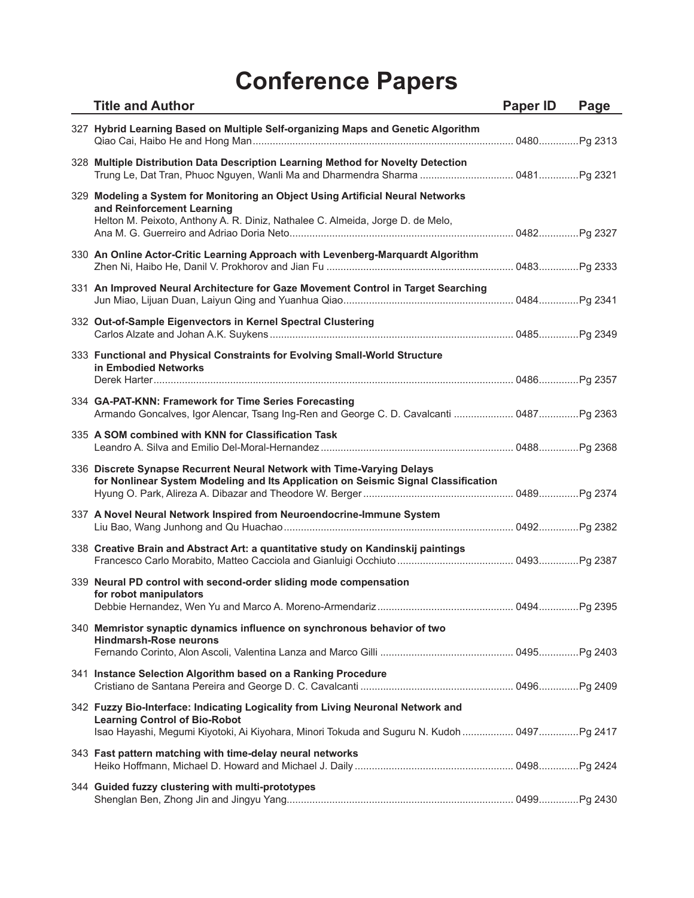# Conference Papers

| # | Title and Author | Paper ID | Page |
|---|---|---|---|
| 327 | **Hybrid Learning Based on Multiple Self-organizing Maps and Genetic Algorithm**<br>Qiao Cai, Haibo He and Hong Man | 0480 | Pg 2313 |
| 328 | **Multiple Distribution Data Description Learning Method for Novelty Detection**<br>Trung Le, Dat Tran, Phuoc Nguyen, Wanli Ma and Dharmendra Sharma | 0481 | Pg 2321 |
| 329 | **Modeling a System for Monitoring an Object Using Artificial Neural Networks and Reinforcement Learning**<br>Helton M. Peixoto, Anthony A. R. Diniz, Nathalee C. Almeida, Jorge D. de Melo, Ana M. G. Guerreiro and Adriao Doria Neto | 0482 | Pg 2327 |
| 330 | **An Online Actor-Critic Learning Approach with Levenberg-Marquardt Algorithm**<br>Zhen Ni, Haibo He, Danil V. Prokhorov and Jian Fu | 0483 | Pg 2333 |
| 331 | **An Improved Neural Architecture for Gaze Movement Control in Target Searching**<br>Jun Miao, Lijuan Duan, Laiyun Qing and Yuanhua Qiao | 0484 | Pg 2341 |
| 332 | **Out-of-Sample Eigenvectors in Kernel Spectral Clustering**<br>Carlos Alzate and Johan A.K. Suykens | 0485 | Pg 2349 |
| 333 | **Functional and Physical Constraints for Evolving Small-World Structure in Embodied Networks**<br>Derek Harter | 0486 | Pg 2357 |
| 334 | **GA-PAT-KNN: Framework for Time Series Forecasting**<br>Armando Goncalves, Igor Alencar, Tsang Ing-Ren and George C. D. Cavalcanti | 0487 | Pg 2363 |
| 335 | **A SOM combined with KNN for Classification Task**<br>Leandro A. Silva and Emilio Del-Moral-Hernandez | 0488 | Pg 2368 |
| 336 | **Discrete Synapse Recurrent Neural Network with Time-Varying Delays for Nonlinear System Modeling and Its Application on Seismic Signal Classification**<br>Hyung O. Park, Alireza A. Dibazar and Theodore W. Berger | 0489 | Pg 2374 |
| 337 | **A Novel Neural Network Inspired from Neuroendocrine-Immune System**<br>Liu Bao, Wang Junhong and Qu Huachao | 0492 | Pg 2382 |
| 338 | **Creative Brain and Abstract Art: a quantitative study on Kandinskij paintings**<br>Francesco Carlo Morabito, Matteo Cacciola and Gianluigi Occhiuto | 0493 | Pg 2387 |
| 339 | **Neural PD control with second-order sliding mode compensation for robot manipulators**<br>Debbie Hernandez, Wen Yu and Marco A. Moreno-Armendariz | 0494 | Pg 2395 |
| 340 | **Memristor synaptic dynamics influence on synchronous behavior of two Hindmarsh-Rose neurons**<br>Fernando Corinto, Alon Ascoli, Valentina Lanza and Marco Gilli | 0495 | Pg 2403 |
| 341 | **Instance Selection Algorithm based on a Ranking Procedure**<br>Cristiano de Santana Pereira and George D. C. Cavalcanti | 0496 | Pg 2409 |
| 342 | **Fuzzy Bio-Interface: Indicating Logicality from Living Neuronal Network and Learning Control of Bio-Robot**<br>Isao Hayashi, Megumi Kiyotoki, Ai Kiyohara, Minori Tokuda and Suguru N. Kudoh | 0497 | Pg 2417 |
| 343 | **Fast pattern matching with time-delay neural networks**<br>Heiko Hoffmann, Michael D. Howard and Michael J. Daily | 0498 | Pg 2424 |
| 344 | **Guided fuzzy clustering with multi-prototypes**<br>Shenglan Ben, Zhong Jin and Jingyu Yang | 0499 | Pg 2430 |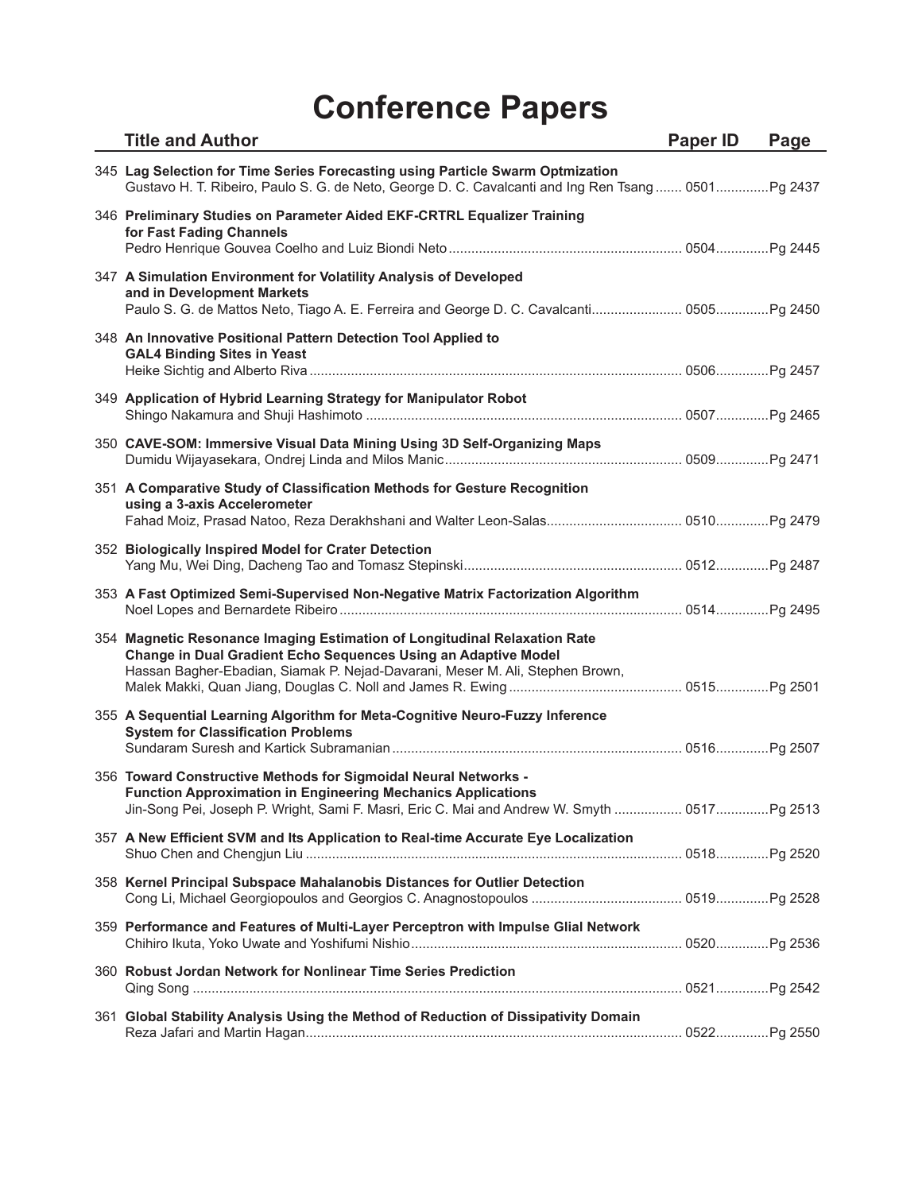# Conference Papers

| | Title and Author | Paper ID | Page |
|---|---|---|---|
| 345 | **Lag Selection for Time Series Forecasting using Particle Swarm Optmization**<br>Gustavo H. T. Ribeiro, Paulo S. G. de Neto, George D. C. Cavalcanti and Ing Ren Tsang | 0501 | Pg 2437 |
| 346 | **Preliminary Studies on Parameter Aided EKF-CRTRL Equalizer Training for Fast Fading Channels**<br>Pedro Henrique Gouvea Coelho and Luiz Biondi Neto | 0504 | Pg 2445 |
| 347 | **A Simulation Environment for Volatility Analysis of Developed and in Development Markets**<br>Paulo S. G. de Mattos Neto, Tiago A. E. Ferreira and George D. C. Cavalcanti | 0505 | Pg 2450 |
| 348 | **An Innovative Positional Pattern Detection Tool Applied to GAL4 Binding Sites in Yeast**<br>Heike Sichtig and Alberto Riva | 0506 | Pg 2457 |
| 349 | **Application of Hybrid Learning Strategy for Manipulator Robot**<br>Shingo Nakamura and Shuji Hashimoto | 0507 | Pg 2465 |
| 350 | **CAVE-SOM: Immersive Visual Data Mining Using 3D Self-Organizing Maps**<br>Dumidu Wijayasekara, Ondrej Linda and Milos Manic | 0509 | Pg 2471 |
| 351 | **A Comparative Study of Classification Methods for Gesture Recognition using a 3-axis Accelerometer**<br>Fahad Moiz, Prasad Natoo, Reza Derakhshani and Walter Leon-Salas | 0510 | Pg 2479 |
| 352 | **Biologically Inspired Model for Crater Detection**<br>Yang Mu, Wei Ding, Dacheng Tao and Tomasz Stepinski | 0512 | Pg 2487 |
| 353 | **A Fast Optimized Semi-Supervised Non-Negative Matrix Factorization Algorithm**<br>Noel Lopes and Bernardete Ribeiro | 0514 | Pg 2495 |
| 354 | **Magnetic Resonance Imaging Estimation of Longitudinal Relaxation Rate Change in Dual Gradient Echo Sequences Using an Adaptive Model**<br>Hassan Bagher-Ebadian, Siamak P. Nejad-Davarani, Meser M. Ali, Stephen Brown, Malek Makki, Quan Jiang, Douglas C. Noll and James R. Ewing | 0515 | Pg 2501 |
| 355 | **A Sequential Learning Algorithm for Meta-Cognitive Neuro-Fuzzy Inference System for Classification Problems**<br>Sundaram Suresh and Kartick Subramanian | 0516 | Pg 2507 |
| 356 | **Toward Constructive Methods for Sigmoidal Neural Networks - Function Approximation in Engineering Mechanics Applications**<br>Jin-Song Pei, Joseph P. Wright, Sami F. Masri, Eric C. Mai and Andrew W. Smyth | 0517 | Pg 2513 |
| 357 | **A New Efficient SVM and Its Application to Real-time Accurate Eye Localization**<br>Shuo Chen and Chengjun Liu | 0518 | Pg 2520 |
| 358 | **Kernel Principal Subspace Mahalanobis Distances for Outlier Detection**<br>Cong Li, Michael Georgiopoulos and Georgios C. Anagnostopoulos | 0519 | Pg 2528 |
| 359 | **Performance and Features of Multi-Layer Perceptron with Impulse Glial Network**<br>Chihiro Ikuta, Yoko Uwate and Yoshifumi Nishio | 0520 | Pg 2536 |
| 360 | **Robust Jordan Network for Nonlinear Time Series Prediction**<br>Qing Song | 0521 | Pg 2542 |
| 361 | **Global Stability Analysis Using the Method of Reduction of Dissipativity Domain**<br>Reza Jafari and Martin Hagan | 0522 | Pg 2550 |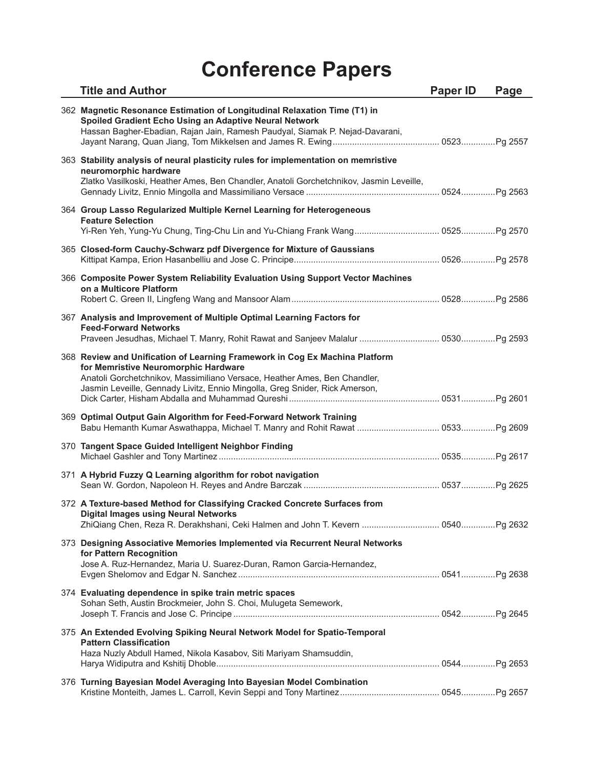# Conference Papers

| | Title and Author | Paper ID | Page |
|---|---|---|---|
| 362 | **Magnetic Resonance Estimation of Longitudinal Relaxation Time (T1) in Spoiled Gradient Echo Using an Adaptive Neural Network**<br>Hassan Bagher-Ebadian, Rajan Jain, Ramesh Paudyal, Siamak P. Nejad-Davarani, Jayant Narang, Quan Jiang, Tom Mikkelsen and James R. Ewing | 0523 | Pg 2557 |
| 363 | **Stability analysis of neural plasticity rules for implementation on memristive neuromorphic hardware**<br>Zlatko Vasilkoski, Heather Ames, Ben Chandler, Anatoli Gorchetchnikov, Jasmin Leveille, Gennady Livitz, Ennio Mingolla and Massimiliano Versace | 0524 | Pg 2563 |
| 364 | **Group Lasso Regularized Multiple Kernel Learning for Heterogeneous Feature Selection**<br>Yi-Ren Yeh, Yung-Yu Chung, Ting-Chu Lin and Yu-Chiang Frank Wang | 0525 | Pg 2570 |
| 365 | **Closed-form Cauchy-Schwarz pdf Divergence for Mixture of Gaussians**<br>Kittipat Kampa, Erion Hasanbelliu and Jose C. Principe | 0526 | Pg 2578 |
| 366 | **Composite Power System Reliability Evaluation Using Support Vector Machines on a Multicore Platform**<br>Robert C. Green II, Lingfeng Wang and Mansoor Alam | 0528 | Pg 2586 |
| 367 | **Analysis and Improvement of Multiple Optimal Learning Factors for Feed-Forward Networks**<br>Praveen Jesudhas, Michael T. Manry, Rohit Rawat and Sanjeev Malalur | 0530 | Pg 2593 |
| 368 | **Review and Unification of Learning Framework in Cog Ex Machina Platform for Memristive Neuromorphic Hardware**<br>Anatoli Gorchetchnikov, Massimiliano Versace, Heather Ames, Ben Chandler, Jasmin Leveille, Gennady Livitz, Ennio Mingolla, Greg Snider, Rick Amerson, Dick Carter, Hisham Abdalla and Muhammad Qureshi | 0531 | Pg 2601 |
| 369 | **Optimal Output Gain Algorithm for Feed-Forward Network Training**<br>Babu Hemanth Kumar Aswathappa, Michael T. Manry and Rohit Rawat | 0533 | Pg 2609 |
| 370 | **Tangent Space Guided Intelligent Neighbor Finding**<br>Michael Gashler and Tony Martinez | 0535 | Pg 2617 |
| 371 | **A Hybrid Fuzzy Q Learning algorithm for robot navigation**<br>Sean W. Gordon, Napoleon H. Reyes and Andre Barczak | 0537 | Pg 2625 |
| 372 | **A Texture-based Method for Classifying Cracked Concrete Surfaces from Digital Images using Neural Networks**<br>ZhiQiang Chen, Reza R. Derakhshani, Ceki Halmen and John T. Kevern | 0540 | Pg 2632 |
| 373 | **Designing Associative Memories Implemented via Recurrent Neural Networks for Pattern Recognition**<br>Jose A. Ruz-Hernandez, Maria U. Suarez-Duran, Ramon Garcia-Hernandez, Evgen Shelomov and Edgar N. Sanchez | 0541 | Pg 2638 |
| 374 | **Evaluating dependence in spike train metric spaces**<br>Sohan Seth, Austin Brockmeier, John S. Choi, Mulugeta Semework, Joseph T. Francis and Jose C. Principe | 0542 | Pg 2645 |
| 375 | **An Extended Evolving Spiking Neural Network Model for Spatio-Temporal Pattern Classification**<br>Haza Nuzly Abdull Hamed, Nikola Kasabov, Siti Mariyam Shamsuddin, Harya Widiputra and Kshitij Dhoble | 0544 | Pg 2653 |
| 376 | **Turning Bayesian Model Averaging Into Bayesian Model Combination**<br>Kristine Monteith, James L. Carroll, Kevin Seppi and Tony Martinez | 0545 | Pg 2657 |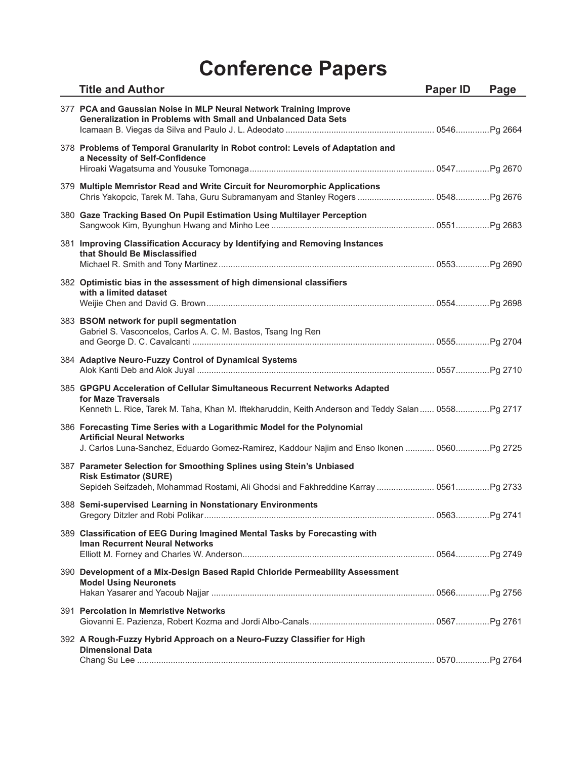# Conference Papers

| | Title and Author | Paper ID | Page |
|---|---|---|---|
| 377 | **PCA and Gaussian Noise in MLP Neural Network Training Improve Generalization in Problems with Small and Unbalanced Data Sets**<br>Icamaan B. Viegas da Silva and Paulo J. L. Adeodato | 0546 | Pg 2664 |
| 378 | **Problems of Temporal Granularity in Robot control: Levels of Adaptation and a Necessity of Self-Confidence**<br>Hiroaki Wagatsuma and Yousuke Tomonaga | 0547 | Pg 2670 |
| 379 | **Multiple Memristor Read and Write Circuit for Neuromorphic Applications**<br>Chris Yakopcic, Tarek M. Taha, Guru Subramanyam and Stanley Rogers | 0548 | Pg 2676 |
| 380 | **Gaze Tracking Based On Pupil Estimation Using Multilayer Perception**<br>Sangwook Kim, Byunghun Hwang and Minho Lee | 0551 | Pg 2683 |
| 381 | **Improving Classification Accuracy by Identifying and Removing Instances that Should Be Misclassified**<br>Michael R. Smith and Tony Martinez | 0553 | Pg 2690 |
| 382 | **Optimistic bias in the assessment of high dimensional classifiers with a limited dataset**<br>Weijie Chen and David G. Brown | 0554 | Pg 2698 |
| 383 | **BSOM network for pupil segmentation**<br>Gabriel S. Vasconcelos, Carlos A. C. M. Bastos, Tsang Ing Ren and George D. C. Cavalcanti | 0555 | Pg 2704 |
| 384 | **Adaptive Neuro-Fuzzy Control of Dynamical Systems**<br>Alok Kanti Deb and Alok Juyal | 0557 | Pg 2710 |
| 385 | **GPGPU Acceleration of Cellular Simultaneous Recurrent Networks Adapted for Maze Traversals**<br>Kenneth L. Rice, Tarek M. Taha, Khan M. Iftekharuddin, Keith Anderson and Teddy Salan | 0558 | Pg 2717 |
| 386 | **Forecasting Time Series with a Logarithmic Model for the Polynomial Artificial Neural Networks**<br>J. Carlos Luna-Sanchez, Eduardo Gomez-Ramirez, Kaddour Najim and Enso Ikonen | 0560 | Pg 2725 |
| 387 | **Parameter Selection for Smoothing Splines using Stein's Unbiased Risk Estimator (SURE)**<br>Sepideh Seifzadeh, Mohammad Rostami, Ali Ghodsi and Fakhreddine Karray | 0561 | Pg 2733 |
| 388 | **Semi-supervised Learning in Nonstationary Environments**<br>Gregory Ditzler and Robi Polikar | 0563 | Pg 2741 |
| 389 | **Classification of EEG During Imagined Mental Tasks by Forecasting with Iman Recurrent Neural Networks**<br>Elliott M. Forney and Charles W. Anderson | 0564 | Pg 2749 |
| 390 | **Development of a Mix-Design Based Rapid Chloride Permeability Assessment Model Using Neuronets**<br>Hakan Yasarer and Yacoub Najjar | 0566 | Pg 2756 |
| 391 | **Percolation in Memristive Networks**<br>Giovanni E. Pazienza, Robert Kozma and Jordi Albo-Canals | 0567 | Pg 2761 |
| 392 | **A Rough-Fuzzy Hybrid Approach on a Neuro-Fuzzy Classifier for High Dimensional Data**<br>Chang Su Lee | 0570 | Pg 2764 |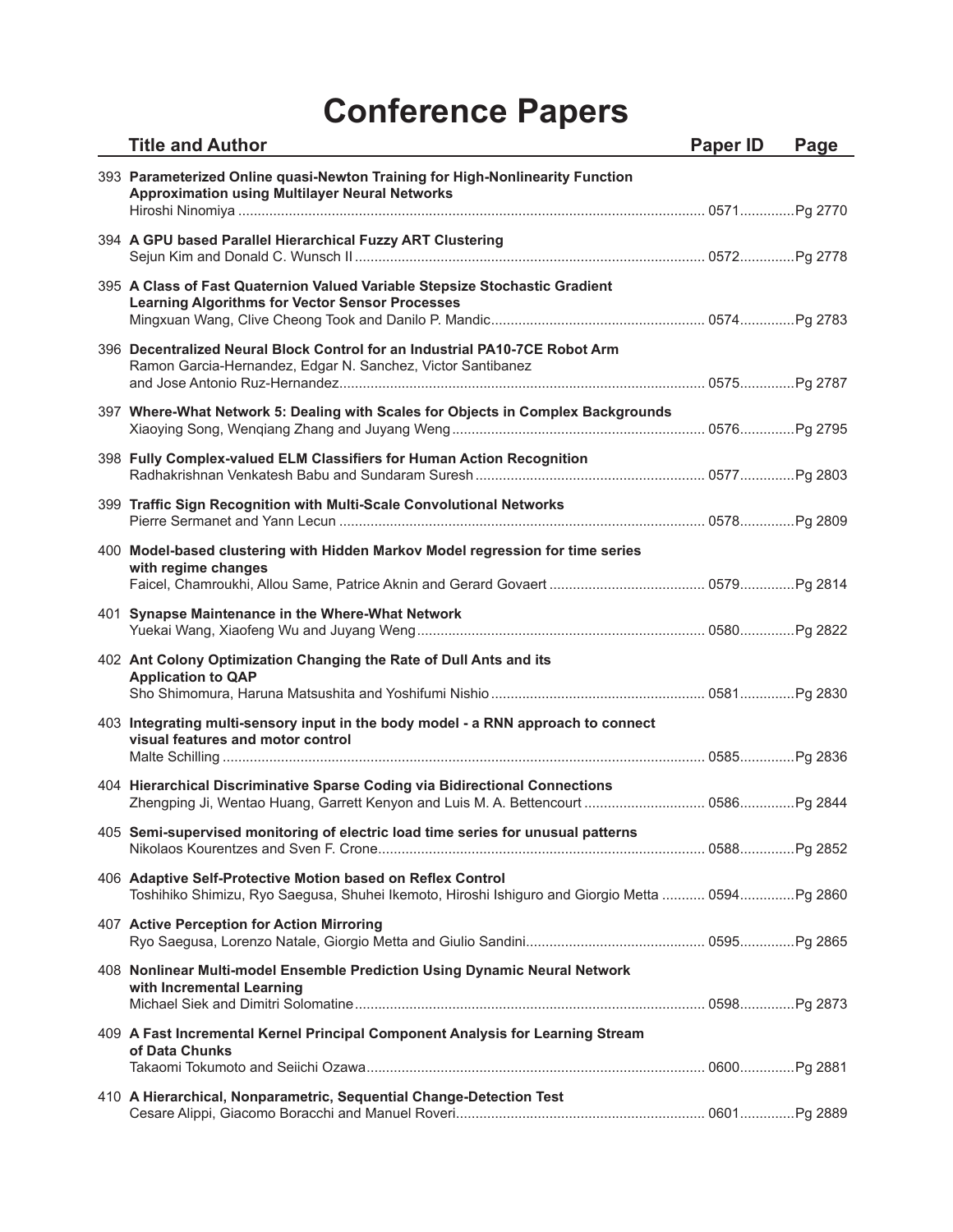# Conference Papers

| | Title and Author | Paper ID | Page |
|---|---|---|---|
| 393 | **Parameterized Online quasi-Newton Training for High-Nonlinearity Function Approximation using Multilayer Neural Networks** Hiroshi Ninomiya | 0571 | Pg 2770 |
| 394 | **A GPU based Parallel Hierarchical Fuzzy ART Clustering** Sejun Kim and Donald C. Wunsch II | 0572 | Pg 2778 |
| 395 | **A Class of Fast Quaternion Valued Variable Stepsize Stochastic Gradient Learning Algorithms for Vector Sensor Processes** Mingxuan Wang, Clive Cheong Took and Danilo P. Mandic | 0574 | Pg 2783 |
| 396 | **Decentralized Neural Block Control for an Industrial PA10-7CE Robot Arm** Ramon Garcia-Hernandez, Edgar N. Sanchez, Victor Santibanez and Jose Antonio Ruz-Hernandez | 0575 | Pg 2787 |
| 397 | **Where-What Network 5: Dealing with Scales for Objects in Complex Backgrounds** Xiaoying Song, Wenqiang Zhang and Juyang Weng | 0576 | Pg 2795 |
| 398 | **Fully Complex-valued ELM Classifiers for Human Action Recognition** Radhakrishnan Venkatesh Babu and Sundaram Suresh | 0577 | Pg 2803 |
| 399 | **Traffic Sign Recognition with Multi-Scale Convolutional Networks** Pierre Sermanet and Yann Lecun | 0578 | Pg 2809 |
| 400 | **Model-based clustering with Hidden Markov Model regression for time series with regime changes** Faicel, Chamroukhi, Allou Same, Patrice Aknin and Gerard Govaert | 0579 | Pg 2814 |
| 401 | **Synapse Maintenance in the Where-What Network** Yuekai Wang, Xiaofeng Wu and Juyang Weng | 0580 | Pg 2822 |
| 402 | **Ant Colony Optimization Changing the Rate of Dull Ants and its Application to QAP** Sho Shimomura, Haruna Matsushita and Yoshifumi Nishio | 0581 | Pg 2830 |
| 403 | **Integrating multi-sensory input in the body model - a RNN approach to connect visual features and motor control** Malte Schilling | 0585 | Pg 2836 |
| 404 | **Hierarchical Discriminative Sparse Coding via Bidirectional Connections** Zhengping Ji, Wentao Huang, Garrett Kenyon and Luis M. A. Bettencourt | 0586 | Pg 2844 |
| 405 | **Semi-supervised monitoring of electric load time series for unusual patterns** Nikolaos Kourentzes and Sven F. Crone | 0588 | Pg 2852 |
| 406 | **Adaptive Self-Protective Motion based on Reflex Control** Toshihiko Shimizu, Ryo Saegusa, Shuhei Ikemoto, Hiroshi Ishiguro and Giorgio Metta | 0594 | Pg 2860 |
| 407 | **Active Perception for Action Mirroring** Ryo Saegusa, Lorenzo Natale, Giorgio Metta and Giulio Sandini | 0595 | Pg 2865 |
| 408 | **Nonlinear Multi-model Ensemble Prediction Using Dynamic Neural Network with Incremental Learning** Michael Siek and Dimitri Solomatine | 0598 | Pg 2873 |
| 409 | **A Fast Incremental Kernel Principal Component Analysis for Learning Stream of Data Chunks** Takaomi Tokumoto and Seiichi Ozawa | 0600 | Pg 2881 |
| 410 | **A Hierarchical, Nonparametric, Sequential Change-Detection Test** Cesare Alippi, Giacomo Boracchi and Manuel Roveri | 0601 | Pg 2889 |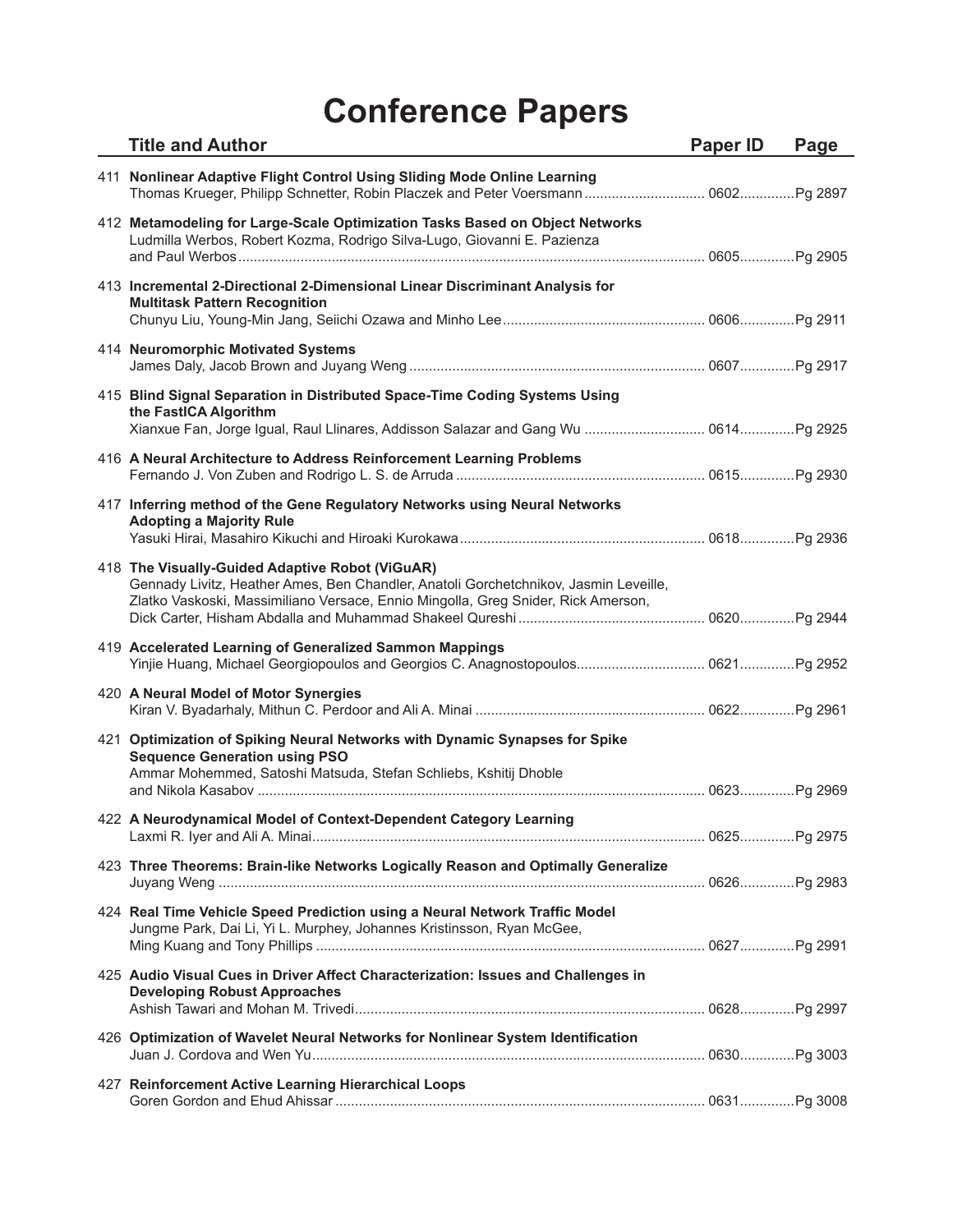# Conference Papers

| | Title and Author | Paper ID | Page |
|---|---|---|---|
| 411 | **Nonlinear Adaptive Flight Control Using Sliding Mode Online Learning**<br>Thomas Krueger, Philipp Schnetter, Robin Placzek and Peter Voersmann | 0602 | Pg 2897 |
| 412 | **Metamodeling for Large-Scale Optimization Tasks Based on Object Networks**<br>Ludmilla Werbos, Robert Kozma, Rodrigo Silva-Lugo, Giovanni E. Pazienza and Paul Werbos | 0605 | Pg 2905 |
| 413 | **Incremental 2-Directional 2-Dimensional Linear Discriminant Analysis for Multitask Pattern Recognition**<br>Chunyu Liu, Young-Min Jang, Seiichi Ozawa and Minho Lee | 0606 | Pg 2911 |
| 414 | **Neuromorphic Motivated Systems**<br>James Daly, Jacob Brown and Juyang Weng | 0607 | Pg 2917 |
| 415 | **Blind Signal Separation in Distributed Space-Time Coding Systems Using the FastICA Algorithm**<br>Xianxue Fan, Jorge Igual, Raul Llinares, Addisson Salazar and Gang Wu | 0614 | Pg 2925 |
| 416 | **A Neural Architecture to Address Reinforcement Learning Problems**<br>Fernando J. Von Zuben and Rodrigo L. S. de Arruda | 0615 | Pg 2930 |
| 417 | **Inferring method of the Gene Regulatory Networks using Neural Networks Adopting a Majority Rule**<br>Yasuki Hirai, Masahiro Kikuchi and Hiroaki Kurokawa | 0618 | Pg 2936 |
| 418 | **The Visually-Guided Adaptive Robot (ViGuAR)**<br>Gennady Livitz, Heather Ames, Ben Chandler, Anatoli Gorchetchnikov, Jasmin Leveille, Zlatko Vaskoski, Massimiliano Versace, Ennio Mingolla, Greg Snider, Rick Amerson, Dick Carter, Hisham Abdalla and Muhammad Shakeel Qureshi | 0620 | Pg 2944 |
| 419 | **Accelerated Learning of Generalized Sammon Mappings**<br>Yinjie Huang, Michael Georgiopoulos and Georgios C. Anagnostopoulos | 0621 | Pg 2952 |
| 420 | **A Neural Model of Motor Synergies**<br>Kiran V. Byadarhaly, Mithun C. Perdoor and Ali A. Minai | 0622 | Pg 2961 |
| 421 | **Optimization of Spiking Neural Networks with Dynamic Synapses for Spike Sequence Generation using PSO**<br>Ammar Mohemmed, Satoshi Matsuda, Stefan Schliebs, Kshitij Dhoble and Nikola Kasabov | 0623 | Pg 2969 |
| 422 | **A Neurodynamical Model of Context-Dependent Category Learning**<br>Laxmi R. Iyer and Ali A. Minai | 0625 | Pg 2975 |
| 423 | **Three Theorems: Brain-like Networks Logically Reason and Optimally Generalize**<br>Juyang Weng | 0626 | Pg 2983 |
| 424 | **Real Time Vehicle Speed Prediction using a Neural Network Traffic Model**<br>Jungme Park, Dai Li, Yi L. Murphey, Johannes Kristinsson, Ryan McGee, Ming Kuang and Tony Phillips | 0627 | Pg 2991 |
| 425 | **Audio Visual Cues in Driver Affect Characterization: Issues and Challenges in Developing Robust Approaches**<br>Ashish Tawari and Mohan M. Trivedi | 0628 | Pg 2997 |
| 426 | **Optimization of Wavelet Neural Networks for Nonlinear System Identification**<br>Juan J. Cordova and Wen Yu | 0630 | Pg 3003 |
| 427 | **Reinforcement Active Learning Hierarchical Loops**<br>Goren Gordon and Ehud Ahissar | 0631 | Pg 3008 |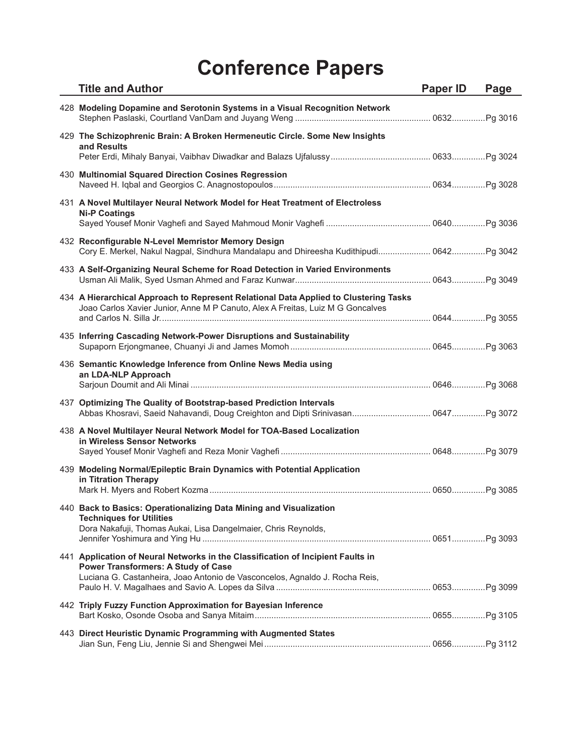# Conference Papers

| | Title and Author | Paper ID | Page |
|---|---|---|---|
| 428 | **Modeling Dopamine and Serotonin Systems in a Visual Recognition Network**<br>Stephen Paslaski, Courtland VanDam and Juyang Weng | 0632 | Pg 3016 |
| 429 | **The Schizophrenic Brain: A Broken Hermeneutic Circle. Some New Insights and Results**<br>Peter Erdi, Mihaly Banyai, Vaibhav Diwadkar and Balazs Ujfalussy | 0633 | Pg 3024 |
| 430 | **Multinomial Squared Direction Cosines Regression**<br>Naveed H. Iqbal and Georgios C. Anagnostopoulos | 0634 | Pg 3028 |
| 431 | **A Novel Multilayer Neural Network Model for Heat Treatment of Electroless Ni-P Coatings**<br>Sayed Yousef Monir Vaghefi and Sayed Mahmoud Monir Vaghefi | 0640 | Pg 3036 |
| 432 | **Reconfigurable N-Level Memristor Memory Design**<br>Cory E. Merkel, Nakul Nagpal, Sindhura Mandalapu and Dhireesha Kudithipudi | 0642 | Pg 3042 |
| 433 | **A Self-Organizing Neural Scheme for Road Detection in Varied Environments**<br>Usman Ali Malik, Syed Usman Ahmed and Faraz Kunwar | 0643 | Pg 3049 |
| 434 | **A Hierarchical Approach to Represent Relational Data Applied to Clustering Tasks**<br>Joao Carlos Xavier Junior, Anne M P Canuto, Alex A Freitas, Luiz M G Goncalves and Carlos N. Silla Jr. | 0644 | Pg 3055 |
| 435 | **Inferring Cascading Network-Power Disruptions and Sustainability**<br>Supaporn Erjongmanee, Chuanyi Ji and James Momoh | 0645 | Pg 3063 |
| 436 | **Semantic Knowledge Inference from Online News Media using an LDA-NLP Approach**<br>Sarjoun Doumit and Ali Minai | 0646 | Pg 3068 |
| 437 | **Optimizing The Quality of Bootstrap-based Prediction Intervals**<br>Abbas Khosravi, Saeid Nahavandi, Doug Creighton and Dipti Srinivasan | 0647 | Pg 3072 |
| 438 | **A Novel Multilayer Neural Network Model for TOA-Based Localization in Wireless Sensor Networks**<br>Sayed Yousef Monir Vaghefi and Reza Monir Vaghefi | 0648 | Pg 3079 |
| 439 | **Modeling Normal/Epileptic Brain Dynamics with Potential Application in Titration Therapy**<br>Mark H. Myers and Robert Kozma | 0650 | Pg 3085 |
| 440 | **Back to Basics: Operationalizing Data Mining and Visualization Techniques for Utilities**<br>Dora Nakafuji, Thomas Aukai, Lisa Dangelmaier, Chris Reynolds, Jennifer Yoshimura and Ying Hu | 0651 | Pg 3093 |
| 441 | **Application of Neural Networks in the Classification of Incipient Faults in Power Transformers: A Study of Case**<br>Luciana G. Castanheira, Joao Antonio de Vasconcelos, Agnaldo J. Rocha Reis, Paulo H. V. Magalhaes and Savio A. Lopes da Silva | 0653 | Pg 3099 |
| 442 | **Triply Fuzzy Function Approximation for Bayesian Inference**<br>Bart Kosko, Osonde Osoba and Sanya Mitaim | 0655 | Pg 3105 |
| 443 | **Direct Heuristic Dynamic Programming with Augmented States**<br>Jian Sun, Feng Liu, Jennie Si and Shengwei Mei | 0656 | Pg 3112 |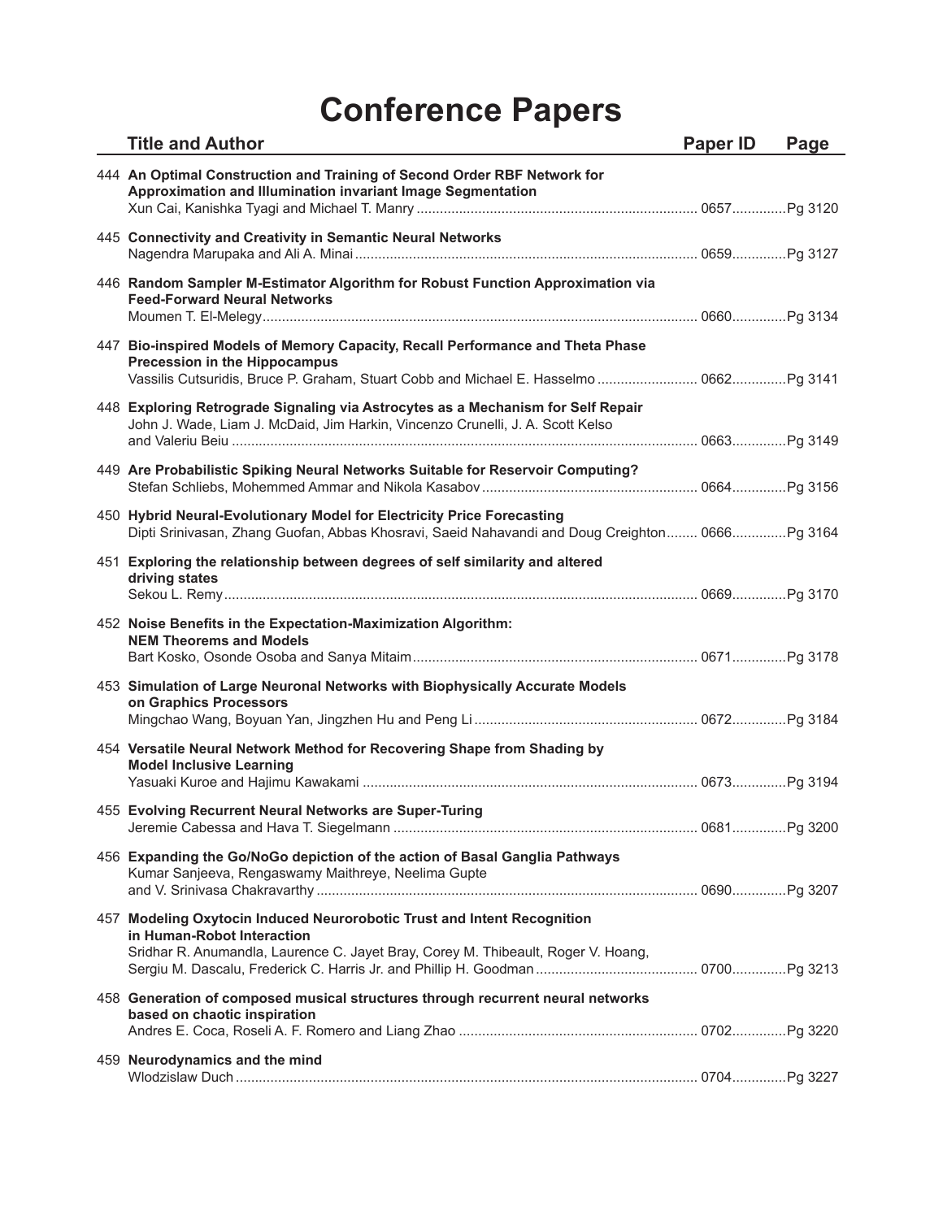# Conference Papers

| | Title and Author | Paper ID | Page |
|---|---|---|---|
| 444 | **An Optimal Construction and Training of Second Order RBF Network for Approximation and Illumination invariant Image Segmentation** Xun Cai, Kanishka Tyagi and Michael T. Manry | 0657 | Pg 3120 |
| 445 | **Connectivity and Creativity in Semantic Neural Networks** Nagendra Marupaka and Ali A. Minai | 0659 | Pg 3127 |
| 446 | **Random Sampler M-Estimator Algorithm for Robust Function Approximation via Feed-Forward Neural Networks** Moumen T. El-Melegy | 0660 | Pg 3134 |
| 447 | **Bio-inspired Models of Memory Capacity, Recall Performance and Theta Phase Precession in the Hippocampus** Vassilis Cutsuridis, Bruce P. Graham, Stuart Cobb and Michael E. Hasselmo | 0662 | Pg 3141 |
| 448 | **Exploring Retrograde Signaling via Astrocytes as a Mechanism for Self Repair** John J. Wade, Liam J. McDaid, Jim Harkin, Vincenzo Crunelli, J. A. Scott Kelso and Valeriu Beiu | 0663 | Pg 3149 |
| 449 | **Are Probabilistic Spiking Neural Networks Suitable for Reservoir Computing?** Stefan Schliebs, Mohemmed Ammar and Nikola Kasabov | 0664 | Pg 3156 |
| 450 | **Hybrid Neural-Evolutionary Model for Electricity Price Forecasting** Dipti Srinivasan, Zhang Guofan, Abbas Khosravi, Saeid Nahavandi and Doug Creighton | 0666 | Pg 3164 |
| 451 | **Exploring the relationship between degrees of self similarity and altered driving states** Sekou L. Remy | 0669 | Pg 3170 |
| 452 | **Noise Benefits in the Expectation-Maximization Algorithm: NEM Theorems and Models** Bart Kosko, Osonde Osoba and Sanya Mitaim | 0671 | Pg 3178 |
| 453 | **Simulation of Large Neuronal Networks with Biophysically Accurate Models on Graphics Processors** Mingchao Wang, Boyuan Yan, Jingzhen Hu and Peng Li | 0672 | Pg 3184 |
| 454 | **Versatile Neural Network Method for Recovering Shape from Shading by Model Inclusive Learning** Yasuaki Kuroe and Hajimu Kawakami | 0673 | Pg 3194 |
| 455 | **Evolving Recurrent Neural Networks are Super-Turing** Jeremie Cabessa and Hava T. Siegelmann | 0681 | Pg 3200 |
| 456 | **Expanding the Go/NoGo depiction of the action of Basal Ganglia Pathways** Kumar Sanjeeva, Rengaswamy Maithreye, Neelima Gupte and V. Srinivasa Chakravarthy | 0690 | Pg 3207 |
| 457 | **Modeling Oxytocin Induced Neurorobotic Trust and Intent Recognition in Human-Robot Interaction** Sridhar R. Anumandla, Laurence C. Jayet Bray, Corey M. Thibeault, Roger V. Hoang, Sergiu M. Dascalu, Frederick C. Harris Jr. and Phillip H. Goodman | 0700 | Pg 3213 |
| 458 | **Generation of composed musical structures through recurrent neural networks based on chaotic inspiration** Andres E. Coca, Roseli A. F. Romero and Liang Zhao | 0702 | Pg 3220 |
| 459 | **Neurodynamics and the mind** Wlodzislaw Duch | 0704 | Pg 3227 |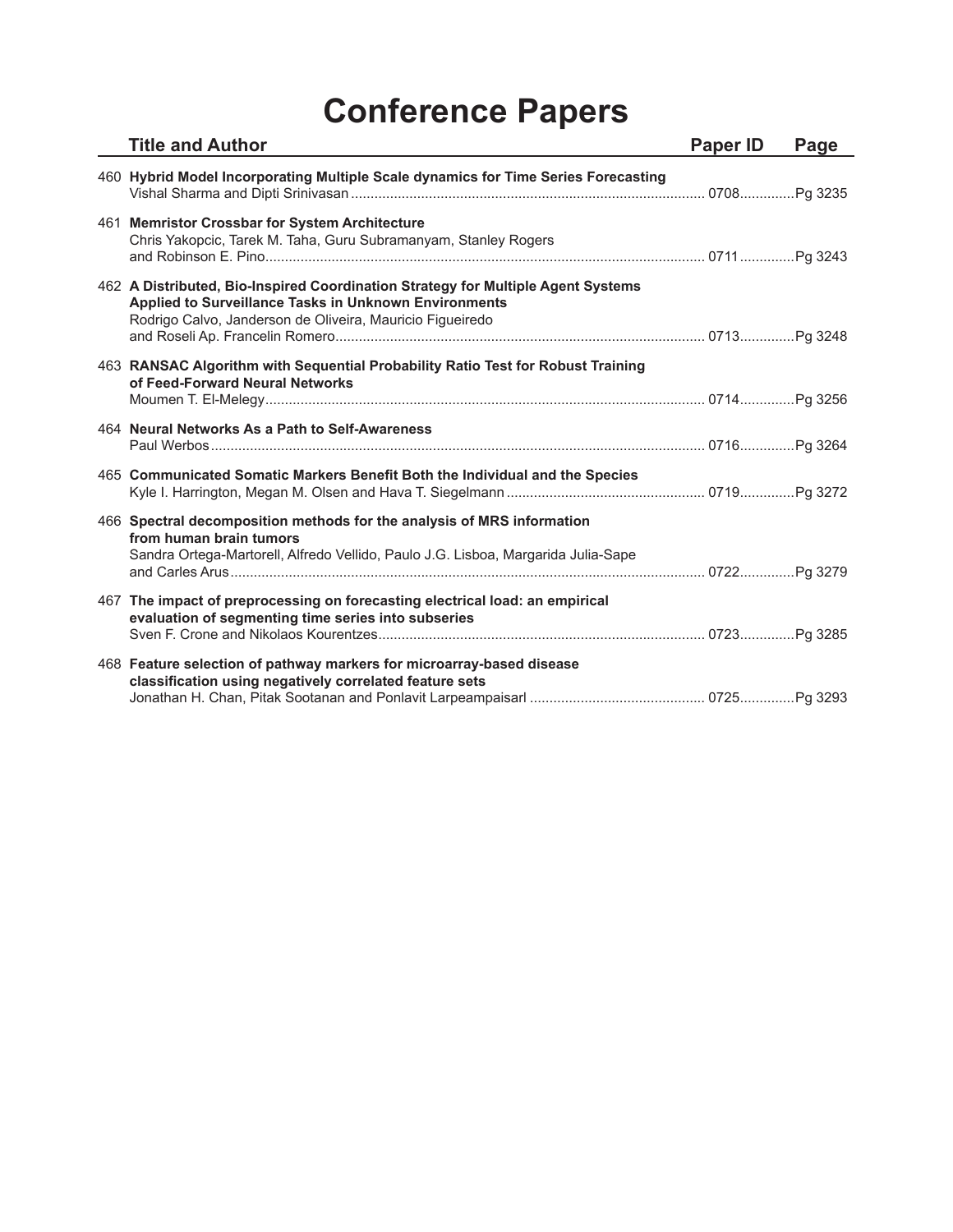# Conference Papers

| Title and Author | Paper ID | Page |
|---|---|---|
| 460 **Hybrid Model Incorporating Multiple Scale dynamics for Time Series Forecasting** Vishal Sharma and Dipti Srinivasan | 0708 | Pg 3235 |
| 461 **Memristor Crossbar for System Architecture** Chris Yakopcic, Tarek M. Taha, Guru Subramanyam, Stanley Rogers and Robinson E. Pino | 0711 | Pg 3243 |
| 462 **A Distributed, Bio-Inspired Coordination Strategy for Multiple Agent Systems Applied to Surveillance Tasks in Unknown Environments** Rodrigo Calvo, Janderson de Oliveira, Mauricio Figueiredo and Roseli Ap. Francelin Romero | 0713 | Pg 3248 |
| 463 **RANSAC Algorithm with Sequential Probability Ratio Test for Robust Training of Feed-Forward Neural Networks** Moumen T. El-Melegy | 0714 | Pg 3256 |
| 464 **Neural Networks As a Path to Self-Awareness** Paul Werbos | 0716 | Pg 3264 |
| 465 **Communicated Somatic Markers Benefit Both the Individual and the Species** Kyle I. Harrington, Megan M. Olsen and Hava T. Siegelmann | 0719 | Pg 3272 |
| 466 **Spectral decomposition methods for the analysis of MRS information from human brain tumors** Sandra Ortega-Martorell, Alfredo Vellido, Paulo J.G. Lisboa, Margarida Julia-Sape and Carles Arus | 0722 | Pg 3279 |
| 467 **The impact of preprocessing on forecasting electrical load: an empirical evaluation of segmenting time series into subseries** Sven F. Crone and Nikolaos Kourentzes | 0723 | Pg 3285 |
| 468 **Feature selection of pathway markers for microarray-based disease classification using negatively correlated feature sets** Jonathan H. Chan, Pitak Sootanan and Ponlavit Larpeampaisarl | 0725 | Pg 3293 |